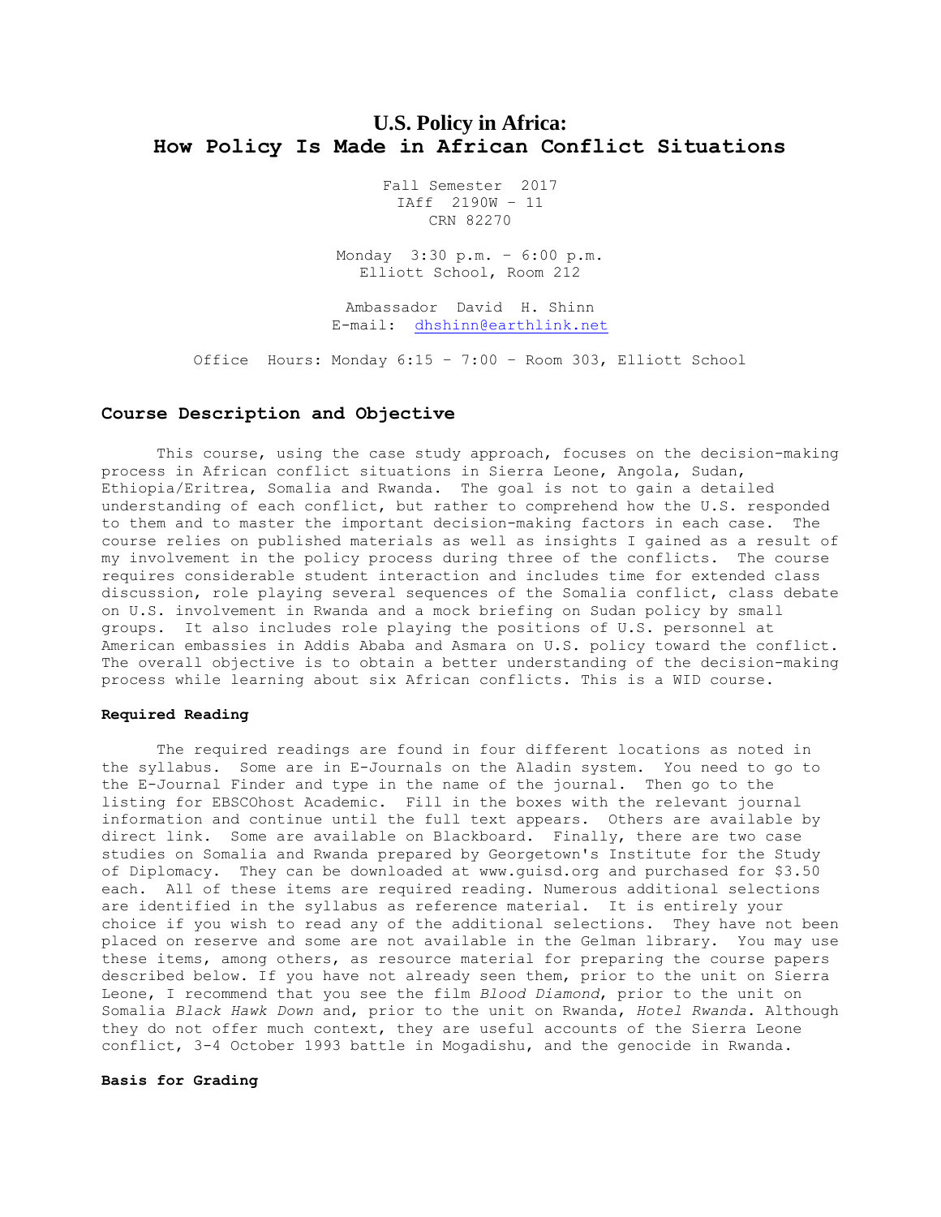# U.S. Policy in Africa:
# How Policy Is Made in African Conflict Situations

Fall Semester 2017
IAff 2190W – 11
CRN 82270

Monday 3:30 p.m. – 6:00 p.m.
Elliott School, Room 212

Ambassador David H. Shinn
E-mail: dhshinn@earthlink.net

Office Hours: Monday 6:15 – 7:00 – Room 303, Elliott School

## Course Description and Objective

This course, using the case study approach, focuses on the decision-making process in African conflict situations in Sierra Leone, Angola, Sudan, Ethiopia/Eritrea, Somalia and Rwanda. The goal is not to gain a detailed understanding of each conflict, but rather to comprehend how the U.S. responded to them and to master the important decision-making factors in each case. The course relies on published materials as well as insights I gained as a result of my involvement in the policy process during three of the conflicts. The course requires considerable student interaction and includes time for extended class discussion, role playing several sequences of the Somalia conflict, class debate on U.S. involvement in Rwanda and a mock briefing on Sudan policy by small groups. It also includes role playing the positions of U.S. personnel at American embassies in Addis Ababa and Asmara on U.S. policy toward the conflict. The overall objective is to obtain a better understanding of the decision-making process while learning about six African conflicts. This is a WID course.

### Required Reading

The required readings are found in four different locations as noted in the syllabus. Some are in E-Journals on the Aladin system. You need to go to the E-Journal Finder and type in the name of the journal. Then go to the listing for EBSCOhost Academic. Fill in the boxes with the relevant journal information and continue until the full text appears. Others are available by direct link. Some are available on Blackboard. Finally, there are two case studies on Somalia and Rwanda prepared by Georgetown's Institute for the Study of Diplomacy. They can be downloaded at www.guisd.org and purchased for $3.50 each. All of these items are required reading. Numerous additional selections are identified in the syllabus as reference material. It is entirely your choice if you wish to read any of the additional selections. They have not been placed on reserve and some are not available in the Gelman library. You may use these items, among others, as resource material for preparing the course papers described below. If you have not already seen them, prior to the unit on Sierra Leone, I recommend that you see the film *Blood Diamond*, prior to the unit on Somalia *Black Hawk Down* and, prior to the unit on Rwanda, *Hotel Rwanda*. Although they do not offer much context, they are useful accounts of the Sierra Leone conflict, 3-4 October 1993 battle in Mogadishu, and the genocide in Rwanda.

### Basis for Grading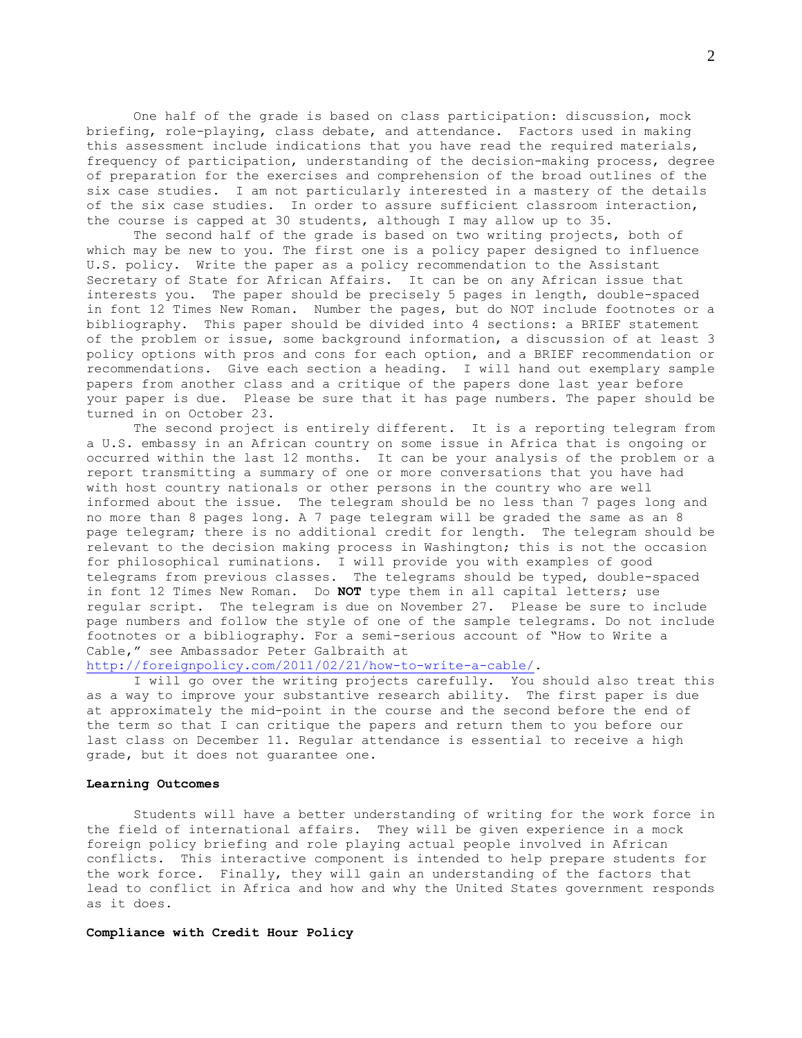One half of the grade is based on class participation: discussion, mock briefing, role-playing, class debate, and attendance. Factors used in making this assessment include indications that you have read the required materials, frequency of participation, understanding of the decision-making process, degree of preparation for the exercises and comprehension of the broad outlines of the six case studies. I am not particularly interested in a mastery of the details of the six case studies. In order to assure sufficient classroom interaction, the course is capped at 30 students, although I may allow up to 35.

The second half of the grade is based on two writing projects, both of which may be new to you. The first one is a policy paper designed to influence U.S. policy. Write the paper as a policy recommendation to the Assistant Secretary of State for African Affairs. It can be on any African issue that interests you. The paper should be precisely 5 pages in length, double-spaced in font 12 Times New Roman. Number the pages, but do NOT include footnotes or a bibliography. This paper should be divided into 4 sections: a BRIEF statement of the problem or issue, some background information, a discussion of at least 3 policy options with pros and cons for each option, and a BRIEF recommendation or recommendations. Give each section a heading. I will hand out exemplary sample papers from another class and a critique of the papers done last year before your paper is due. Please be sure that it has page numbers. The paper should be turned in on October 23.

The second project is entirely different. It is a reporting telegram from a U.S. embassy in an African country on some issue in Africa that is ongoing or occurred within the last 12 months. It can be your analysis of the problem or a report transmitting a summary of one or more conversations that you have had with host country nationals or other persons in the country who are well informed about the issue. The telegram should be no less than 7 pages long and no more than 8 pages long. A 7 page telegram will be graded the same as an 8 page telegram; there is no additional credit for length. The telegram should be relevant to the decision making process in Washington; this is not the occasion for philosophical ruminations. I will provide you with examples of good telegrams from previous classes. The telegrams should be typed, double-spaced in font 12 Times New Roman. Do **NOT** type them in all capital letters; use regular script. The telegram is due on November 27. Please be sure to include page numbers and follow the style of one of the sample telegrams. Do not include footnotes or a bibliography. For a semi-serious account of "How to Write a Cable," see Ambassador Peter Galbraith at http://foreignpolicy.com/2011/02/21/how-to-write-a-cable/.

I will go over the writing projects carefully. You should also treat this as a way to improve your substantive research ability. The first paper is due at approximately the mid-point in the course and the second before the end of the term so that I can critique the papers and return them to you before our last class on December 11. Regular attendance is essential to receive a high grade, but it does not guarantee one.

**Learning Outcomes**

Students will have a better understanding of writing for the work force in the field of international affairs. They will be given experience in a mock foreign policy briefing and role playing actual people involved in African conflicts. This interactive component is intended to help prepare students for the work force. Finally, they will gain an understanding of the factors that lead to conflict in Africa and how and why the United States government responds as it does.

**Compliance with Credit Hour Policy**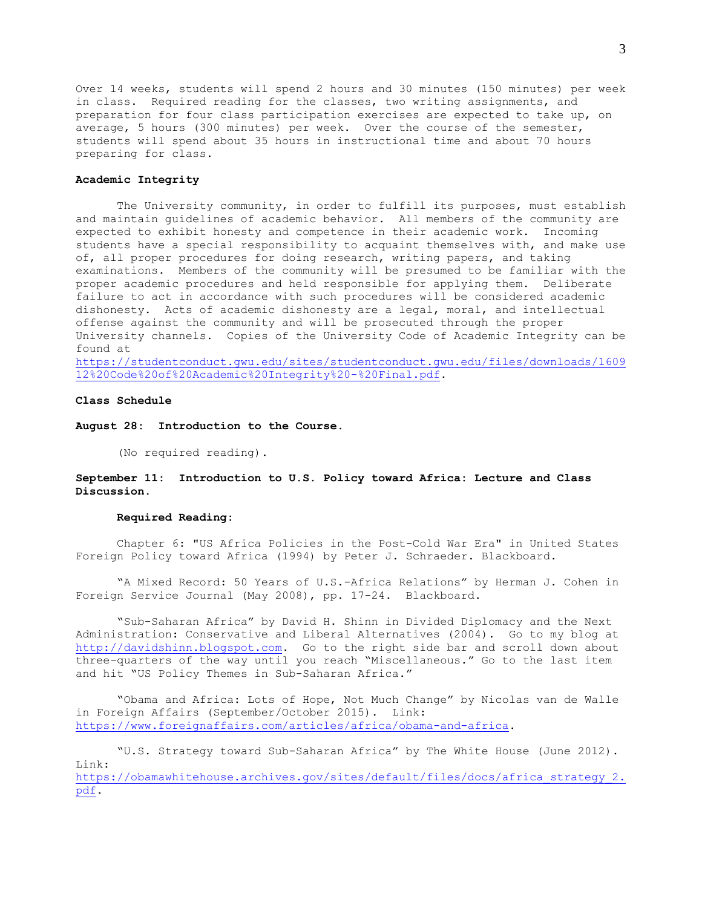Over 14 weeks, students will spend 2 hours and 30 minutes (150 minutes) per week in class. Required reading for the classes, two writing assignments, and preparation for four class participation exercises are expected to take up, on average, 5 hours (300 minutes) per week. Over the course of the semester, students will spend about 35 hours in instructional time and about 70 hours preparing for class.

**Academic Integrity**

The University community, in order to fulfill its purposes, must establish and maintain guidelines of academic behavior. All members of the community are expected to exhibit honesty and competence in their academic work. Incoming students have a special responsibility to acquaint themselves with, and make use of, all proper procedures for doing research, writing papers, and taking examinations. Members of the community will be presumed to be familiar with the proper academic procedures and held responsible for applying them. Deliberate failure to act in accordance with such procedures will be considered academic dishonesty. Acts of academic dishonesty are a legal, moral, and intellectual offense against the community and will be prosecuted through the proper University channels. Copies of the University Code of Academic Integrity can be found at https://studentconduct.gwu.edu/sites/studentconduct.gwu.edu/files/downloads/160912%20Code%20of%20Academic%20Integrity%20-%20Final.pdf.

**Class Schedule**

**August 28: Introduction to the Course.**

(No required reading).

**September 11: Introduction to U.S. Policy toward Africa: Lecture and Class Discussion.**

**Required Reading:**

Chapter 6: "US Africa Policies in the Post-Cold War Era" in United States Foreign Policy toward Africa (1994) by Peter J. Schraeder. Blackboard.

"A Mixed Record: 50 Years of U.S.-Africa Relations" by Herman J. Cohen in Foreign Service Journal (May 2008), pp. 17-24. Blackboard.

"Sub-Saharan Africa" by David H. Shinn in Divided Diplomacy and the Next Administration: Conservative and Liberal Alternatives (2004). Go to my blog at http://davidshinn.blogspot.com. Go to the right side bar and scroll down about three-quarters of the way until you reach "Miscellaneous." Go to the last item and hit "US Policy Themes in Sub-Saharan Africa."

"Obama and Africa: Lots of Hope, Not Much Change" by Nicolas van de Walle in Foreign Affairs (September/October 2015). Link: https://www.foreignaffairs.com/articles/africa/obama-and-africa.

"U.S. Strategy toward Sub-Saharan Africa" by The White House (June 2012). Link: https://obamawhitehouse.archives.gov/sites/default/files/docs/africa_strategy_2.pdf.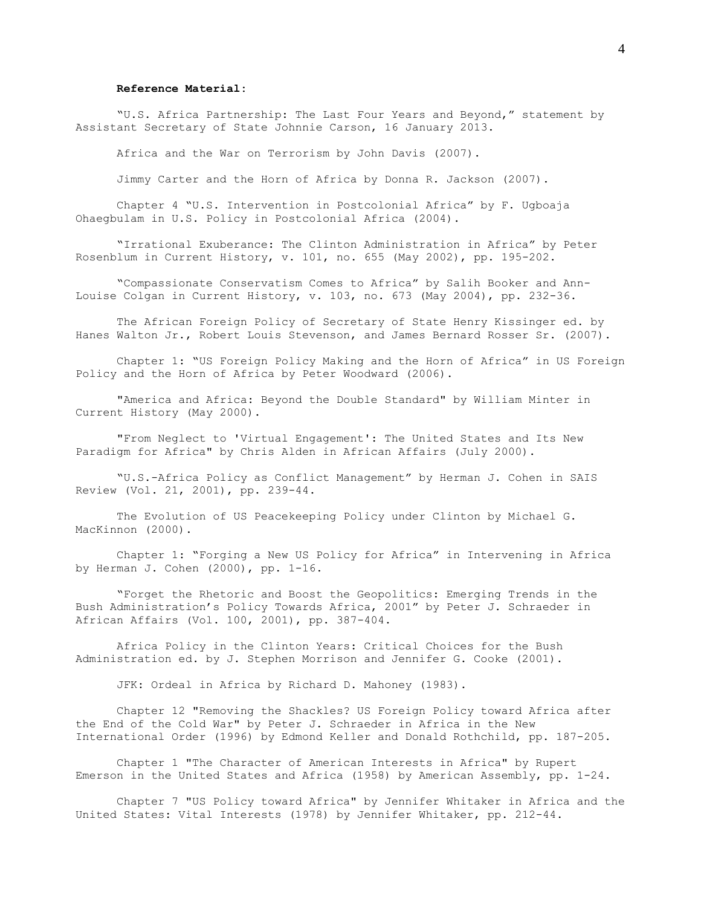**Reference Material**:

"U.S. Africa Partnership: The Last Four Years and Beyond," statement by Assistant Secretary of State Johnnie Carson, 16 January 2013.

Africa and the War on Terrorism by John Davis (2007).

Jimmy Carter and the Horn of Africa by Donna R. Jackson (2007).

Chapter 4 "U.S. Intervention in Postcolonial Africa" by F. Ugboaja Ohaegbulam in U.S. Policy in Postcolonial Africa (2004).

"Irrational Exuberance: The Clinton Administration in Africa" by Peter Rosenblum in Current History, v. 101, no. 655 (May 2002), pp. 195-202.

"Compassionate Conservatism Comes to Africa" by Salih Booker and Ann-Louise Colgan in Current History, v. 103, no. 673 (May 2004), pp. 232-36.

The African Foreign Policy of Secretary of State Henry Kissinger ed. by Hanes Walton Jr., Robert Louis Stevenson, and James Bernard Rosser Sr. (2007).

Chapter 1: "US Foreign Policy Making and the Horn of Africa" in US Foreign Policy and the Horn of Africa by Peter Woodward (2006).

"America and Africa: Beyond the Double Standard" by William Minter in Current History (May 2000).

"From Neglect to 'Virtual Engagement': The United States and Its New Paradigm for Africa" by Chris Alden in African Affairs (July 2000).

"U.S.-Africa Policy as Conflict Management" by Herman J. Cohen in SAIS Review (Vol. 21, 2001), pp. 239-44.

The Evolution of US Peacekeeping Policy under Clinton by Michael G. MacKinnon (2000).

Chapter 1: "Forging a New US Policy for Africa" in Intervening in Africa by Herman J. Cohen (2000), pp. 1-16.

"Forget the Rhetoric and Boost the Geopolitics: Emerging Trends in the Bush Administration's Policy Towards Africa, 2001" by Peter J. Schraeder in African Affairs (Vol. 100, 2001), pp. 387-404.

Africa Policy in the Clinton Years: Critical Choices for the Bush Administration ed. by J. Stephen Morrison and Jennifer G. Cooke (2001).

JFK: Ordeal in Africa by Richard D. Mahoney (1983).

Chapter 12 "Removing the Shackles? US Foreign Policy toward Africa after the End of the Cold War" by Peter J. Schraeder in Africa in the New International Order (1996) by Edmond Keller and Donald Rothchild, pp. 187-205.

Chapter 1 "The Character of American Interests in Africa" by Rupert Emerson in the United States and Africa (1958) by American Assembly, pp. 1-24.

Chapter 7 "US Policy toward Africa" by Jennifer Whitaker in Africa and the United States: Vital Interests (1978) by Jennifer Whitaker, pp. 212-44.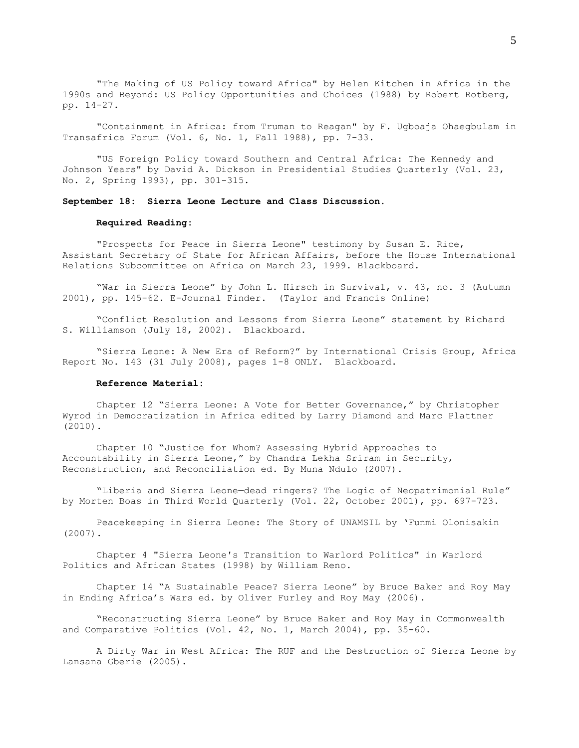"The Making of US Policy toward Africa" by Helen Kitchen in Africa in the 1990s and Beyond: US Policy Opportunities and Choices (1988) by Robert Rotberg, pp. 14-27.

"Containment in Africa: from Truman to Reagan" by F. Ugboaja Ohaegbulam in Transafrica Forum (Vol. 6, No. 1, Fall 1988), pp. 7-33.

"US Foreign Policy toward Southern and Central Africa: The Kennedy and Johnson Years" by David A. Dickson in Presidential Studies Quarterly (Vol. 23, No. 2, Spring 1993), pp. 301-315.

**September 18: Sierra Leone Lecture and Class Discussion.**

**Required Reading:**

"Prospects for Peace in Sierra Leone" testimony by Susan E. Rice, Assistant Secretary of State for African Affairs, before the House International Relations Subcommittee on Africa on March 23, 1999. Blackboard.

"War in Sierra Leone" by John L. Hirsch in Survival, v. 43, no. 3 (Autumn 2001), pp. 145-62. E-Journal Finder. (Taylor and Francis Online)

"Conflict Resolution and Lessons from Sierra Leone" statement by Richard S. Williamson (July 18, 2002). Blackboard.

"Sierra Leone: A New Era of Reform?" by International Crisis Group, Africa Report No. 143 (31 July 2008), pages 1-8 ONLY. Blackboard.

**Reference Material:**

Chapter 12 "Sierra Leone: A Vote for Better Governance," by Christopher Wyrod in Democratization in Africa edited by Larry Diamond and Marc Plattner (2010).

Chapter 10 "Justice for Whom? Assessing Hybrid Approaches to Accountability in Sierra Leone," by Chandra Lekha Sriram in Security, Reconstruction, and Reconciliation ed. By Muna Ndulo (2007).

"Liberia and Sierra Leone—dead ringers? The Logic of Neopatrimonial Rule" by Morten Boas in Third World Quarterly (Vol. 22, October 2001), pp. 697-723.

Peacekeeping in Sierra Leone: The Story of UNAMSIL by 'Funmi Olonisakin (2007).

Chapter 4 "Sierra Leone's Transition to Warlord Politics" in Warlord Politics and African States (1998) by William Reno.

Chapter 14 "A Sustainable Peace? Sierra Leone" by Bruce Baker and Roy May in Ending Africa's Wars ed. by Oliver Furley and Roy May (2006).

"Reconstructing Sierra Leone" by Bruce Baker and Roy May in Commonwealth and Comparative Politics (Vol. 42, No. 1, March 2004), pp. 35-60.

A Dirty War in West Africa: The RUF and the Destruction of Sierra Leone by Lansana Gberie (2005).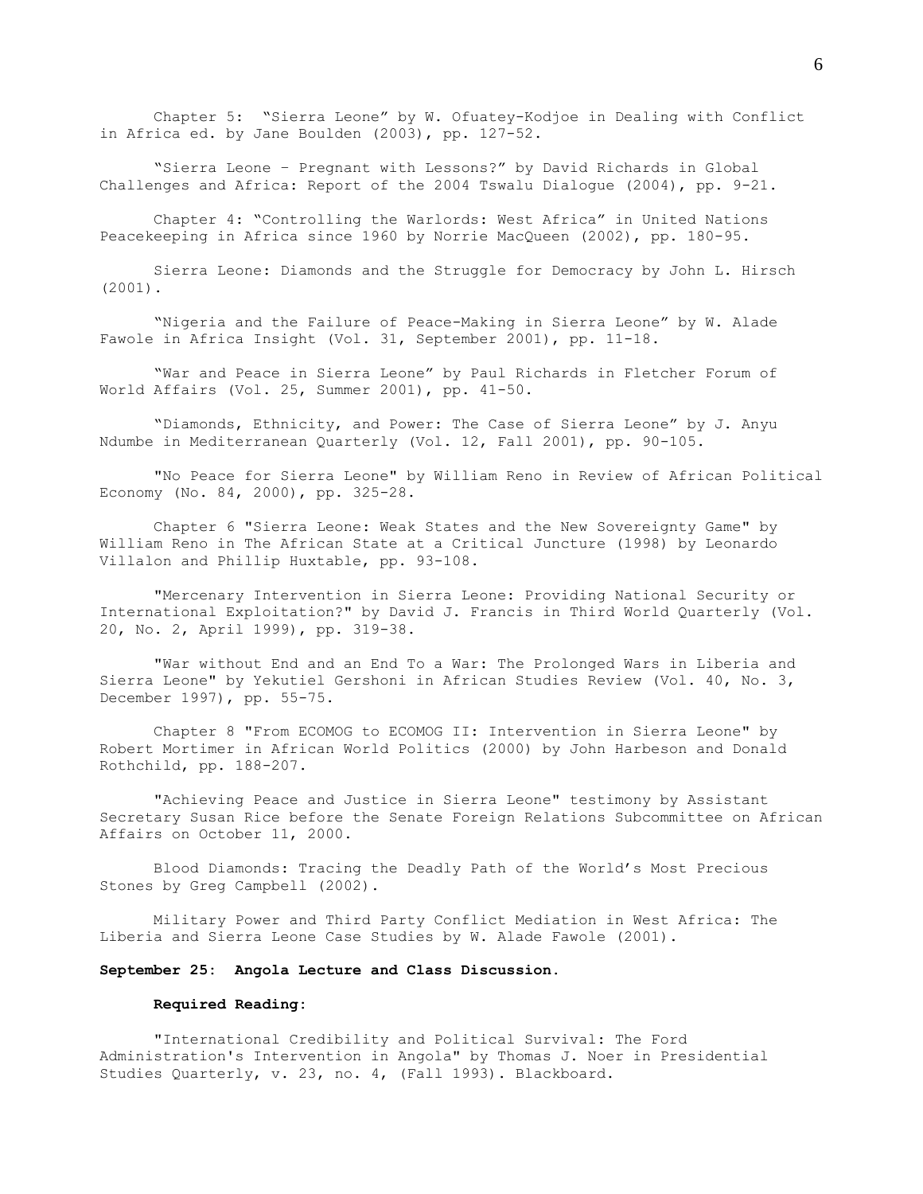Chapter 5: “Sierra Leone” by W. Ofuatey-Kodjoe in Dealing with Conflict in Africa ed. by Jane Boulden (2003), pp. 127-52.

“Sierra Leone – Pregnant with Lessons?” by David Richards in Global Challenges and Africa: Report of the 2004 Tswalu Dialogue (2004), pp. 9-21.

Chapter 4: “Controlling the Warlords: West Africa” in United Nations Peacekeeping in Africa since 1960 by Norrie MacQueen (2002), pp. 180-95.

Sierra Leone: Diamonds and the Struggle for Democracy by John L. Hirsch (2001).

“Nigeria and the Failure of Peace-Making in Sierra Leone” by W. Alade Fawole in Africa Insight (Vol. 31, September 2001), pp. 11-18.

“War and Peace in Sierra Leone” by Paul Richards in Fletcher Forum of World Affairs (Vol. 25, Summer 2001), pp. 41-50.

“Diamonds, Ethnicity, and Power: The Case of Sierra Leone” by J. Anyu Ndumbe in Mediterranean Quarterly (Vol. 12, Fall 2001), pp. 90-105.

"No Peace for Sierra Leone" by William Reno in Review of African Political Economy (No. 84, 2000), pp. 325-28.

Chapter 6 "Sierra Leone: Weak States and the New Sovereignty Game" by William Reno in The African State at a Critical Juncture (1998) by Leonardo Villalon and Phillip Huxtable, pp. 93-108.

"Mercenary Intervention in Sierra Leone: Providing National Security or International Exploitation?" by David J. Francis in Third World Quarterly (Vol. 20, No. 2, April 1999), pp. 319-38.

"War without End and an End To a War: The Prolonged Wars in Liberia and Sierra Leone" by Yekutiel Gershoni in African Studies Review (Vol. 40, No. 3, December 1997), pp. 55-75.

Chapter 8 "From ECOMOG to ECOMOG II: Intervention in Sierra Leone" by Robert Mortimer in African World Politics (2000) by John Harbeson and Donald Rothchild, pp. 188-207.

"Achieving Peace and Justice in Sierra Leone" testimony by Assistant Secretary Susan Rice before the Senate Foreign Relations Subcommittee on African Affairs on October 11, 2000.

Blood Diamonds: Tracing the Deadly Path of the World’s Most Precious Stones by Greg Campbell (2002).

Military Power and Third Party Conflict Mediation in West Africa: The Liberia and Sierra Leone Case Studies by W. Alade Fawole (2001).

**September 25: Angola Lecture and Class Discussion.**

**Required Reading:**

"International Credibility and Political Survival: The Ford Administration's Intervention in Angola" by Thomas J. Noer in Presidential Studies Quarterly, v. 23, no. 4, (Fall 1993). Blackboard.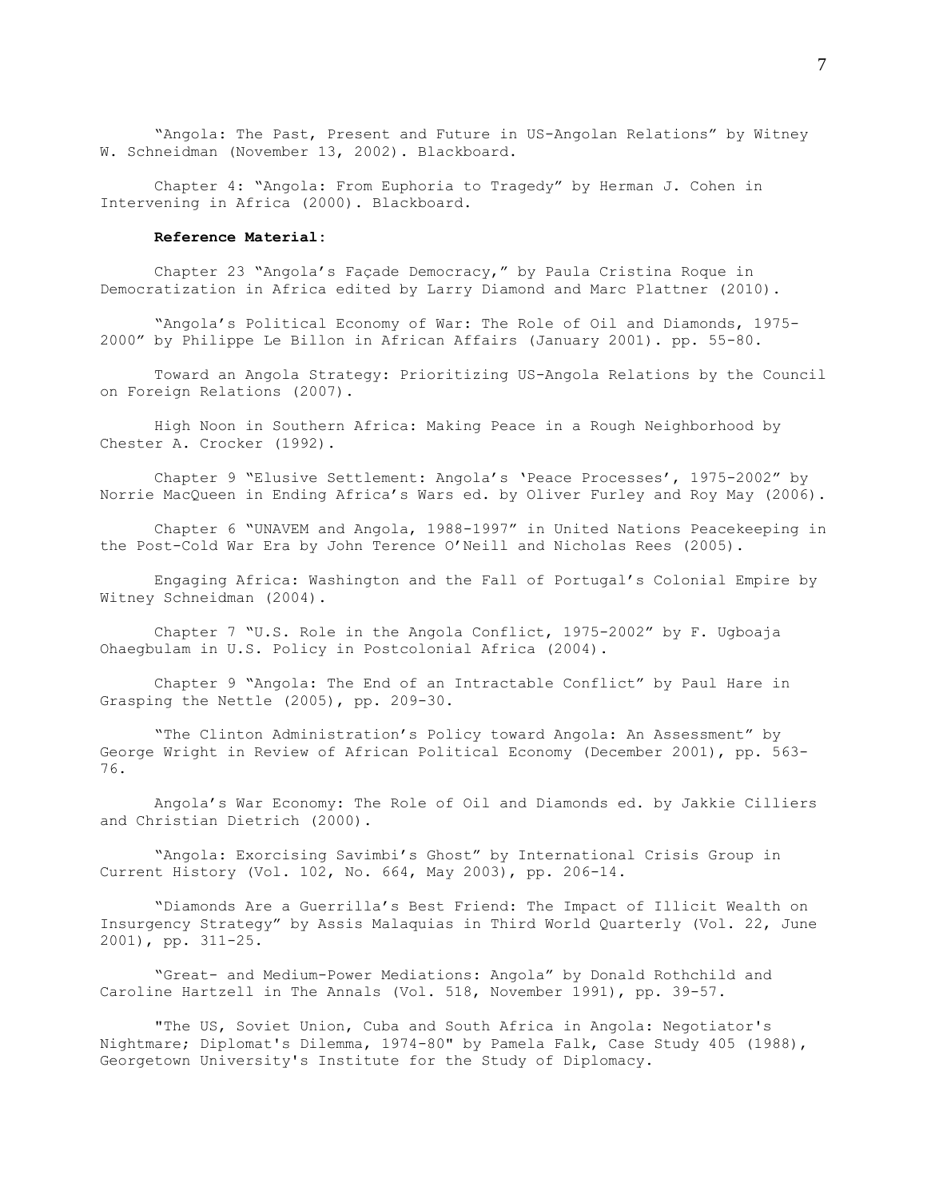"Angola: The Past, Present and Future in US-Angolan Relations" by Witney W. Schneidman (November 13, 2002). Blackboard.

Chapter 4: "Angola: From Euphoria to Tragedy" by Herman J. Cohen in Intervening in Africa (2000). Blackboard.

**Reference Material:**

Chapter 23 "Angola's Façade Democracy," by Paula Cristina Roque in Democratization in Africa edited by Larry Diamond and Marc Plattner (2010).

"Angola's Political Economy of War: The Role of Oil and Diamonds, 1975-2000" by Philippe Le Billon in African Affairs (January 2001). pp. 55-80.

Toward an Angola Strategy: Prioritizing US-Angola Relations by the Council on Foreign Relations (2007).

High Noon in Southern Africa: Making Peace in a Rough Neighborhood by Chester A. Crocker (1992).

Chapter 9 "Elusive Settlement: Angola's 'Peace Processes', 1975-2002" by Norrie MacQueen in Ending Africa's Wars ed. by Oliver Furley and Roy May (2006).

Chapter 6 "UNAVEM and Angola, 1988-1997" in United Nations Peacekeeping in the Post-Cold War Era by John Terence O'Neill and Nicholas Rees (2005).

Engaging Africa: Washington and the Fall of Portugal's Colonial Empire by Witney Schneidman (2004).

Chapter 7 "U.S. Role in the Angola Conflict, 1975-2002" by F. Ugboaja Ohaegbulam in U.S. Policy in Postcolonial Africa (2004).

Chapter 9 "Angola: The End of an Intractable Conflict" by Paul Hare in Grasping the Nettle (2005), pp. 209-30.

"The Clinton Administration's Policy toward Angola: An Assessment" by George Wright in Review of African Political Economy (December 2001), pp. 563-76.

Angola's War Economy: The Role of Oil and Diamonds ed. by Jakkie Cilliers and Christian Dietrich (2000).

"Angola: Exorcising Savimbi's Ghost" by International Crisis Group in Current History (Vol. 102, No. 664, May 2003), pp. 206-14.

"Diamonds Are a Guerrilla's Best Friend: The Impact of Illicit Wealth on Insurgency Strategy" by Assis Malaquias in Third World Quarterly (Vol. 22, June 2001), pp. 311-25.

"Great- and Medium-Power Mediations: Angola" by Donald Rothchild and Caroline Hartzell in The Annals (Vol. 518, November 1991), pp. 39-57.

"The US, Soviet Union, Cuba and South Africa in Angola: Negotiator's Nightmare; Diplomat's Dilemma, 1974-80" by Pamela Falk, Case Study 405 (1988), Georgetown University's Institute for the Study of Diplomacy.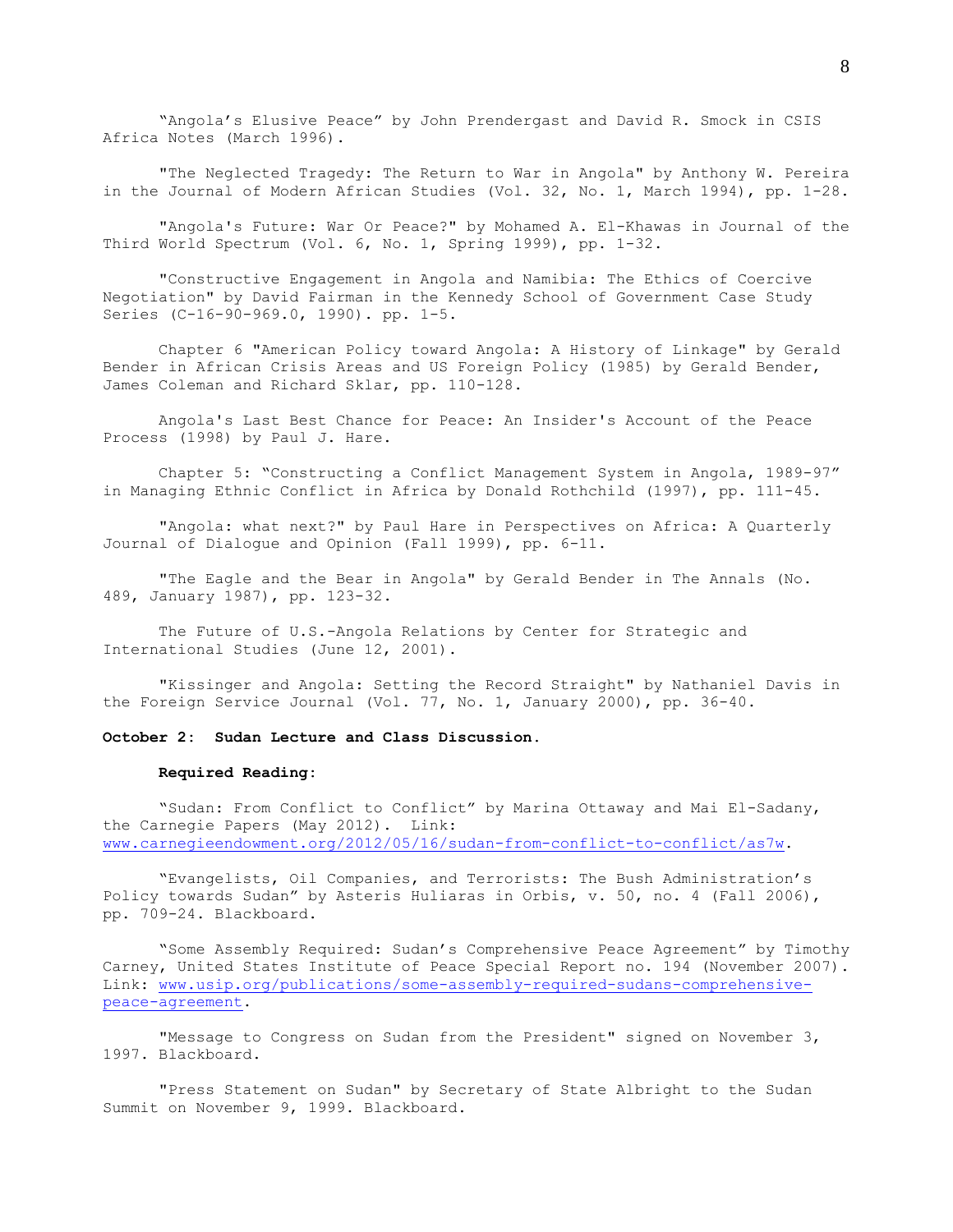"Angola's Elusive Peace" by John Prendergast and David R. Smock in CSIS Africa Notes (March 1996).

"The Neglected Tragedy: The Return to War in Angola" by Anthony W. Pereira in the Journal of Modern African Studies (Vol. 32, No. 1, March 1994), pp. 1-28.

"Angola's Future: War Or Peace?" by Mohamed A. El-Khawas in Journal of the Third World Spectrum (Vol. 6, No. 1, Spring 1999), pp. 1-32.

"Constructive Engagement in Angola and Namibia: The Ethics of Coercive Negotiation" by David Fairman in the Kennedy School of Government Case Study Series (C-16-90-969.0, 1990). pp. 1-5.

Chapter 6 "American Policy toward Angola: A History of Linkage" by Gerald Bender in African Crisis Areas and US Foreign Policy (1985) by Gerald Bender, James Coleman and Richard Sklar, pp. 110-128.

Angola's Last Best Chance for Peace: An Insider's Account of the Peace Process (1998) by Paul J. Hare.

Chapter 5: "Constructing a Conflict Management System in Angola, 1989-97" in Managing Ethnic Conflict in Africa by Donald Rothchild (1997), pp. 111-45.

"Angola: what next?" by Paul Hare in Perspectives on Africa: A Quarterly Journal of Dialogue and Opinion (Fall 1999), pp. 6-11.

"The Eagle and the Bear in Angola" by Gerald Bender in The Annals (No. 489, January 1987), pp. 123-32.

The Future of U.S.-Angola Relations by Center for Strategic and International Studies (June 12, 2001).

"Kissinger and Angola: Setting the Record Straight" by Nathaniel Davis in the Foreign Service Journal (Vol. 77, No. 1, January 2000), pp. 36-40.

**October 2: Sudan Lecture and Class Discussion.**

**Required Reading:**

"Sudan: From Conflict to Conflict" by Marina Ottaway and Mai El-Sadany, the Carnegie Papers (May 2012). Link: www.carnegieendowment.org/2012/05/16/sudan-from-conflict-to-conflict/as7w.

"Evangelists, Oil Companies, and Terrorists: The Bush Administration's Policy towards Sudan" by Asteris Huliaras in Orbis, v. 50, no. 4 (Fall 2006), pp. 709-24. Blackboard.

"Some Assembly Required: Sudan's Comprehensive Peace Agreement" by Timothy Carney, United States Institute of Peace Special Report no. 194 (November 2007). Link: www.usip.org/publications/some-assembly-required-sudans-comprehensive-peace-agreement.

"Message to Congress on Sudan from the President" signed on November 3, 1997. Blackboard.

"Press Statement on Sudan" by Secretary of State Albright to the Sudan Summit on November 9, 1999. Blackboard.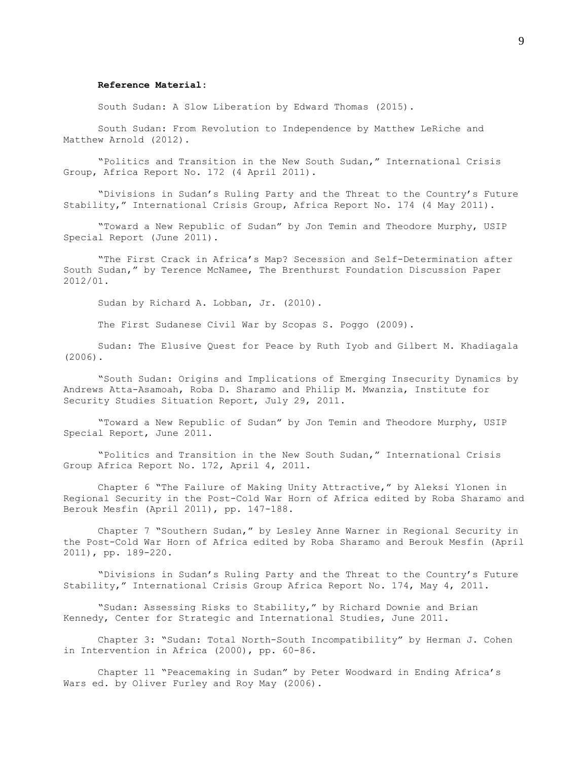**Reference Material**:

South Sudan: A Slow Liberation by Edward Thomas (2015).

South Sudan: From Revolution to Independence by Matthew LeRiche and Matthew Arnold (2012).

"Politics and Transition in the New South Sudan," International Crisis Group, Africa Report No. 172 (4 April 2011).

"Divisions in Sudan's Ruling Party and the Threat to the Country's Future Stability," International Crisis Group, Africa Report No. 174 (4 May 2011).

"Toward a New Republic of Sudan" by Jon Temin and Theodore Murphy, USIP Special Report (June 2011).

"The First Crack in Africa's Map? Secession and Self-Determination after South Sudan," by Terence McNamee, The Brenthurst Foundation Discussion Paper 2012/01.

Sudan by Richard A. Lobban, Jr. (2010).

The First Sudanese Civil War by Scopas S. Poggo (2009).

Sudan: The Elusive Quest for Peace by Ruth Iyob and Gilbert M. Khadiagala (2006).

"South Sudan: Origins and Implications of Emerging Insecurity Dynamics by Andrews Atta-Asamoah, Roba D. Sharamo and Philip M. Mwanzia, Institute for Security Studies Situation Report, July 29, 2011.

"Toward a New Republic of Sudan" by Jon Temin and Theodore Murphy, USIP Special Report, June 2011.

"Politics and Transition in the New South Sudan," International Crisis Group Africa Report No. 172, April 4, 2011.

Chapter 6 "The Failure of Making Unity Attractive," by Aleksi Ylonen in Regional Security in the Post-Cold War Horn of Africa edited by Roba Sharamo and Berouk Mesfin (April 2011), pp. 147-188.

Chapter 7 "Southern Sudan," by Lesley Anne Warner in Regional Security in the Post-Cold War Horn of Africa edited by Roba Sharamo and Berouk Mesfin (April 2011), pp. 189-220.

"Divisions in Sudan's Ruling Party and the Threat to the Country's Future Stability," International Crisis Group Africa Report No. 174, May 4, 2011.

"Sudan: Assessing Risks to Stability," by Richard Downie and Brian Kennedy, Center for Strategic and International Studies, June 2011.

Chapter 3: "Sudan: Total North-South Incompatibility" by Herman J. Cohen in Intervention in Africa (2000), pp. 60-86.

Chapter 11 "Peacemaking in Sudan" by Peter Woodward in Ending Africa's Wars ed. by Oliver Furley and Roy May (2006).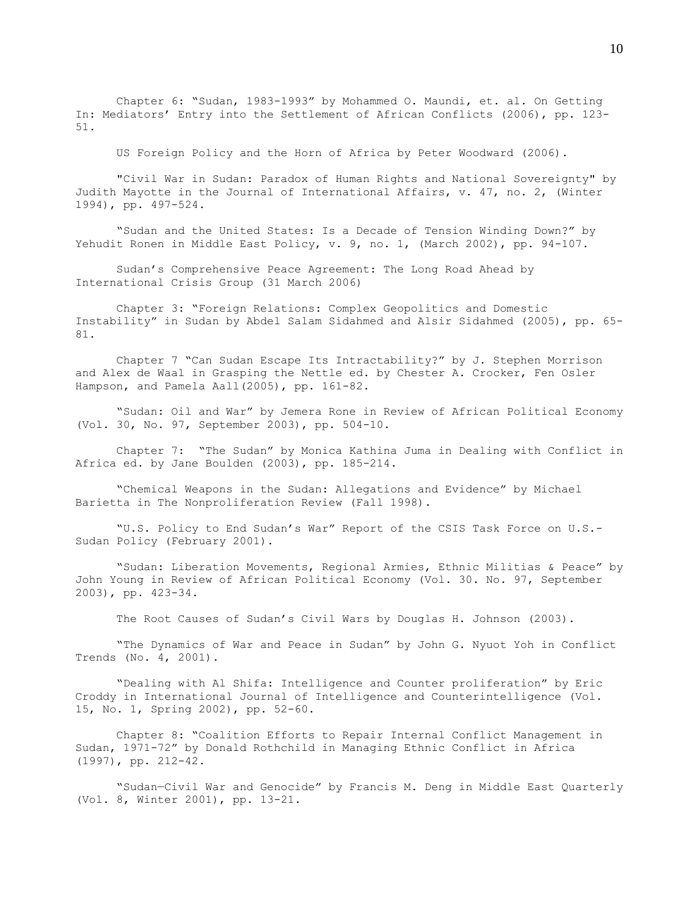Chapter 6: "Sudan, 1983-1993" by Mohammed O. Maundi, et. al. On Getting In: Mediators' Entry into the Settlement of African Conflicts (2006), pp. 123-51.

US Foreign Policy and the Horn of Africa by Peter Woodward (2006).

"Civil War in Sudan: Paradox of Human Rights and National Sovereignty" by Judith Mayotte in the Journal of International Affairs, v. 47, no. 2, (Winter 1994), pp. 497-524.

"Sudan and the United States: Is a Decade of Tension Winding Down?" by Yehudit Ronen in Middle East Policy, v. 9, no. 1, (March 2002), pp. 94-107.

Sudan's Comprehensive Peace Agreement: The Long Road Ahead by International Crisis Group (31 March 2006)

Chapter 3: "Foreign Relations: Complex Geopolitics and Domestic Instability" in Sudan by Abdel Salam Sidahmed and Alsir Sidahmed (2005), pp. 65-81.

Chapter 7 "Can Sudan Escape Its Intractability?" by J. Stephen Morrison and Alex de Waal in Grasping the Nettle ed. by Chester A. Crocker, Fen Osler Hampson, and Pamela Aall(2005), pp. 161-82.

"Sudan: Oil and War" by Jemera Rone in Review of African Political Economy (Vol. 30, No. 97, September 2003), pp. 504-10.

Chapter 7: "The Sudan" by Monica Kathina Juma in Dealing with Conflict in Africa ed. by Jane Boulden (2003), pp. 185-214.

"Chemical Weapons in the Sudan: Allegations and Evidence" by Michael Barietta in The Nonproliferation Review (Fall 1998).

"U.S. Policy to End Sudan's War" Report of the CSIS Task Force on U.S.-Sudan Policy (February 2001).

"Sudan: Liberation Movements, Regional Armies, Ethnic Militias & Peace" by John Young in Review of African Political Economy (Vol. 30. No. 97, September 2003), pp. 423-34.

The Root Causes of Sudan's Civil Wars by Douglas H. Johnson (2003).

"The Dynamics of War and Peace in Sudan" by John G. Nyuot Yoh in Conflict Trends (No. 4, 2001).

"Dealing with Al Shifa: Intelligence and Counter proliferation" by Eric Croddy in International Journal of Intelligence and Counterintelligence (Vol. 15, No. 1, Spring 2002), pp. 52-60.

Chapter 8: "Coalition Efforts to Repair Internal Conflict Management in Sudan, 1971-72" by Donald Rothchild in Managing Ethnic Conflict in Africa (1997), pp. 212-42.

"Sudan—Civil War and Genocide" by Francis M. Deng in Middle East Quarterly (Vol. 8, Winter 2001), pp. 13-21.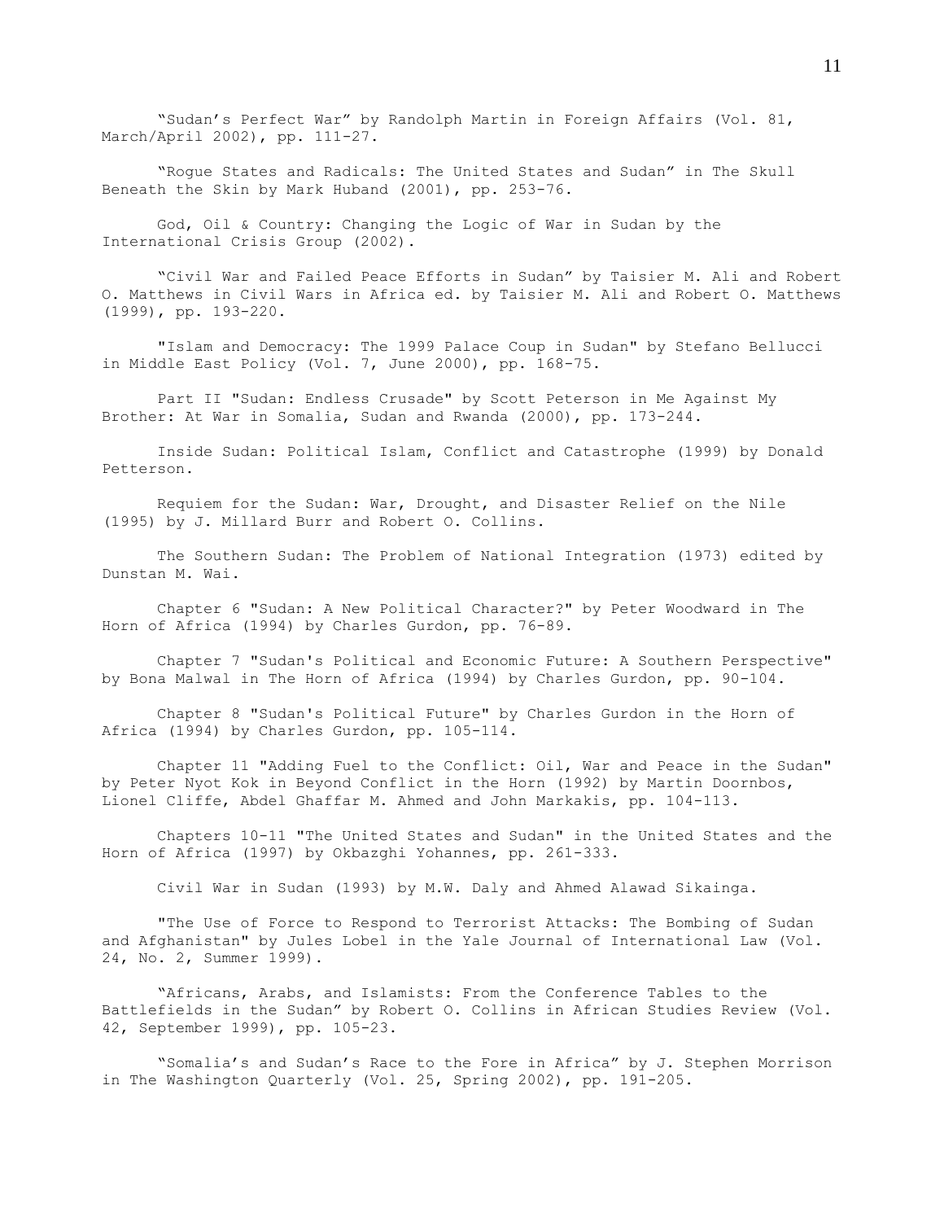"Sudan's Perfect War" by Randolph Martin in Foreign Affairs (Vol. 81, March/April 2002), pp. 111-27.

"Rogue States and Radicals: The United States and Sudan" in The Skull Beneath the Skin by Mark Huband (2001), pp. 253-76.

God, Oil & Country: Changing the Logic of War in Sudan by the International Crisis Group (2002).

"Civil War and Failed Peace Efforts in Sudan" by Taisier M. Ali and Robert O. Matthews in Civil Wars in Africa ed. by Taisier M. Ali and Robert O. Matthews (1999), pp. 193-220.

"Islam and Democracy: The 1999 Palace Coup in Sudan" by Stefano Bellucci in Middle East Policy (Vol. 7, June 2000), pp. 168-75.

Part II "Sudan: Endless Crusade" by Scott Peterson in Me Against My Brother: At War in Somalia, Sudan and Rwanda (2000), pp. 173-244.

Inside Sudan: Political Islam, Conflict and Catastrophe (1999) by Donald Petterson.

Requiem for the Sudan: War, Drought, and Disaster Relief on the Nile (1995) by J. Millard Burr and Robert O. Collins.

The Southern Sudan: The Problem of National Integration (1973) edited by Dunstan M. Wai.

Chapter 6 "Sudan: A New Political Character?" by Peter Woodward in The Horn of Africa (1994) by Charles Gurdon, pp. 76-89.

Chapter 7 "Sudan's Political and Economic Future: A Southern Perspective" by Bona Malwal in The Horn of Africa (1994) by Charles Gurdon, pp. 90-104.

Chapter 8 "Sudan's Political Future" by Charles Gurdon in the Horn of Africa (1994) by Charles Gurdon, pp. 105-114.

Chapter 11 "Adding Fuel to the Conflict: Oil, War and Peace in the Sudan" by Peter Nyot Kok in Beyond Conflict in the Horn (1992) by Martin Doornbos, Lionel Cliffe, Abdel Ghaffar M. Ahmed and John Markakis, pp. 104-113.

Chapters 10-11 "The United States and Sudan" in the United States and the Horn of Africa (1997) by Okbazghi Yohannes, pp. 261-333.

Civil War in Sudan (1993) by M.W. Daly and Ahmed Alawad Sikainga.

"The Use of Force to Respond to Terrorist Attacks: The Bombing of Sudan and Afghanistan" by Jules Lobel in the Yale Journal of International Law (Vol. 24, No. 2, Summer 1999).

"Africans, Arabs, and Islamists: From the Conference Tables to the Battlefields in the Sudan" by Robert O. Collins in African Studies Review (Vol. 42, September 1999), pp. 105-23.

"Somalia's and Sudan's Race to the Fore in Africa" by J. Stephen Morrison in The Washington Quarterly (Vol. 25, Spring 2002), pp. 191-205.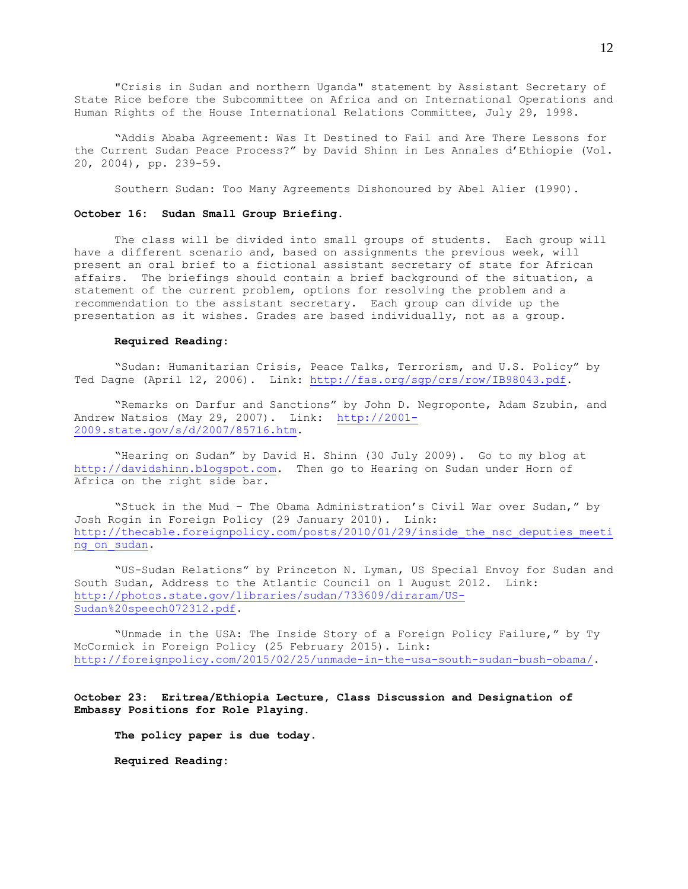"Crisis in Sudan and northern Uganda" statement by Assistant Secretary of State Rice before the Subcommittee on Africa and on International Operations and Human Rights of the House International Relations Committee, July 29, 1998.

"Addis Ababa Agreement: Was It Destined to Fail and Are There Lessons for the Current Sudan Peace Process?" by David Shinn in Les Annales d'Ethiopie (Vol. 20, 2004), pp. 239-59.

Southern Sudan: Too Many Agreements Dishonoured by Abel Alier (1990).

**October 16: Sudan Small Group Briefing.**

The class will be divided into small groups of students. Each group will have a different scenario and, based on assignments the previous week, will present an oral brief to a fictional assistant secretary of state for African affairs. The briefings should contain a brief background of the situation, a statement of the current problem, options for resolving the problem and a recommendation to the assistant secretary. Each group can divide up the presentation as it wishes. Grades are based individually, not as a group.

**Required Reading:**

"Sudan: Humanitarian Crisis, Peace Talks, Terrorism, and U.S. Policy" by Ted Dagne (April 12, 2006). Link: http://fas.org/sgp/crs/row/IB98043.pdf.

"Remarks on Darfur and Sanctions" by John D. Negroponte, Adam Szubin, and Andrew Natsios (May 29, 2007). Link: http://2001-2009.state.gov/s/d/2007/85716.htm.

"Hearing on Sudan" by David H. Shinn (30 July 2009). Go to my blog at http://davidshinn.blogspot.com. Then go to Hearing on Sudan under Horn of Africa on the right side bar.

"Stuck in the Mud – The Obama Administration's Civil War over Sudan," by Josh Rogin in Foreign Policy (29 January 2010). Link: http://thecable.foreignpolicy.com/posts/2010/01/29/inside_the_nsc_deputies_meeting_on_sudan.

"US-Sudan Relations" by Princeton N. Lyman, US Special Envoy for Sudan and South Sudan, Address to the Atlantic Council on 1 August 2012. Link: http://photos.state.gov/libraries/sudan/733609/diraram/US-Sudan%20speech072312.pdf.

"Unmade in the USA: The Inside Story of a Foreign Policy Failure," by Ty McCormick in Foreign Policy (25 February 2015). Link: http://foreignpolicy.com/2015/02/25/unmade-in-the-usa-south-sudan-bush-obama/.

**October 23: Eritrea/Ethiopia Lecture, Class Discussion and Designation of Embassy Positions for Role Playing.**

**The policy paper is due today.**

**Required Reading:**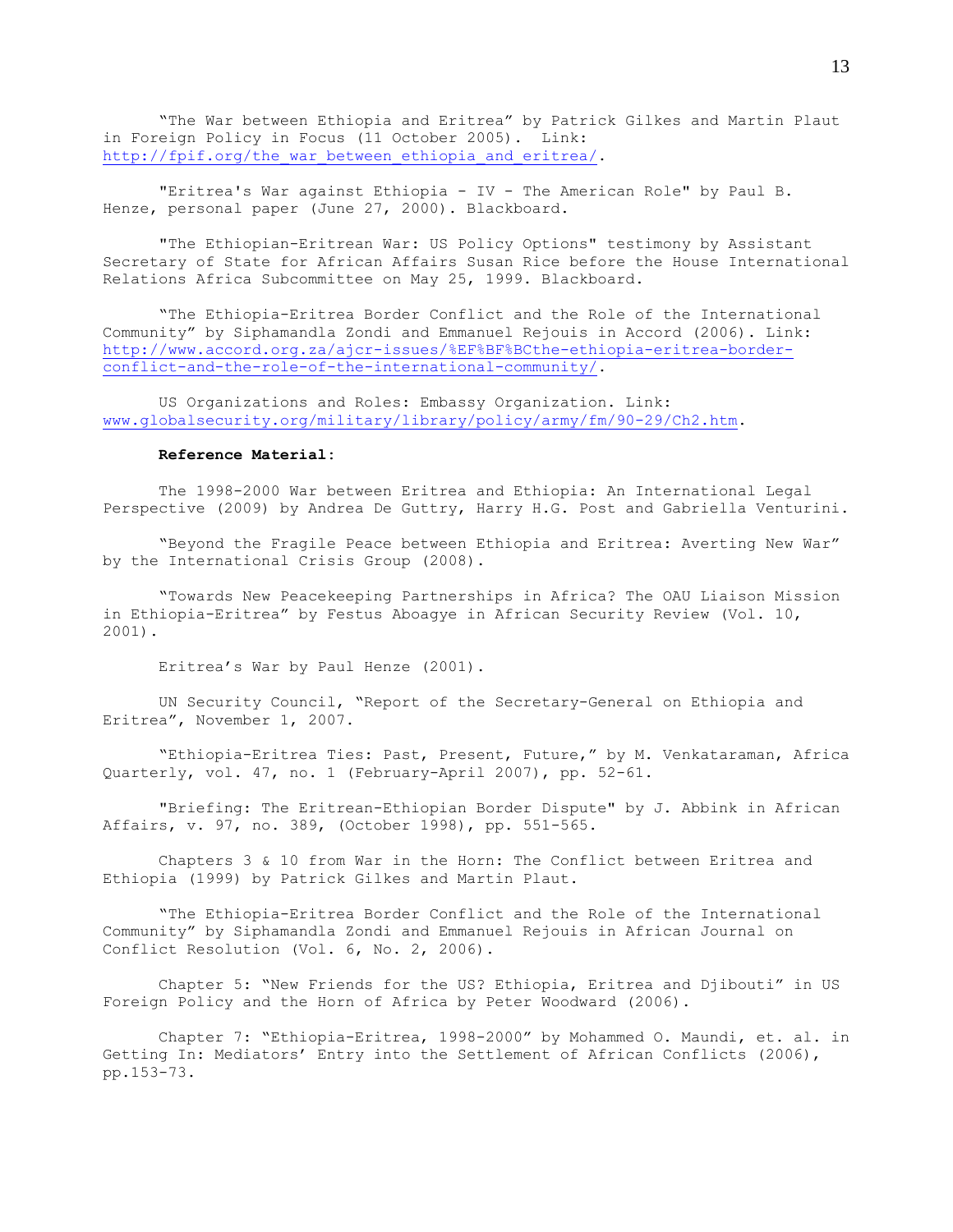"The War between Ethiopia and Eritrea" by Patrick Gilkes and Martin Plaut in Foreign Policy in Focus (11 October 2005). Link: http://fpif.org/the_war_between_ethiopia_and_eritrea/.

"Eritrea's War against Ethiopia - IV - The American Role" by Paul B. Henze, personal paper (June 27, 2000). Blackboard.

"The Ethiopian-Eritrean War: US Policy Options" testimony by Assistant Secretary of State for African Affairs Susan Rice before the House International Relations Africa Subcommittee on May 25, 1999. Blackboard.

"The Ethiopia-Eritrea Border Conflict and the Role of the International Community" by Siphamandla Zondi and Emmanuel Rejouis in Accord (2006). Link: http://www.accord.org.za/ajcr-issues/%EF%BF%BCthe-ethiopia-eritrea-border-conflict-and-the-role-of-the-international-community/.

US Organizations and Roles: Embassy Organization. Link: www.globalsecurity.org/military/library/policy/army/fm/90-29/Ch2.htm.

**Reference Material**:

The 1998-2000 War between Eritrea and Ethiopia: An International Legal Perspective (2009) by Andrea De Guttry, Harry H.G. Post and Gabriella Venturini.

"Beyond the Fragile Peace between Ethiopia and Eritrea: Averting New War" by the International Crisis Group (2008).

"Towards New Peacekeeping Partnerships in Africa? The OAU Liaison Mission in Ethiopia-Eritrea" by Festus Aboagye in African Security Review (Vol. 10, 2001).

Eritrea's War by Paul Henze (2001).

UN Security Council, "Report of the Secretary-General on Ethiopia and Eritrea", November 1, 2007.

"Ethiopia-Eritrea Ties: Past, Present, Future," by M. Venkataraman, Africa Quarterly, vol. 47, no. 1 (February-April 2007), pp. 52-61.

"Briefing: The Eritrean-Ethiopian Border Dispute" by J. Abbink in African Affairs, v. 97, no. 389, (October 1998), pp. 551-565.

Chapters 3 & 10 from War in the Horn: The Conflict between Eritrea and Ethiopia (1999) by Patrick Gilkes and Martin Plaut.

"The Ethiopia-Eritrea Border Conflict and the Role of the International Community" by Siphamandla Zondi and Emmanuel Rejouis in African Journal on Conflict Resolution (Vol. 6, No. 2, 2006).

Chapter 5: "New Friends for the US? Ethiopia, Eritrea and Djibouti" in US Foreign Policy and the Horn of Africa by Peter Woodward (2006).

Chapter 7: "Ethiopia-Eritrea, 1998-2000" by Mohammed O. Maundi, et. al. in Getting In: Mediators' Entry into the Settlement of African Conflicts (2006), pp.153-73.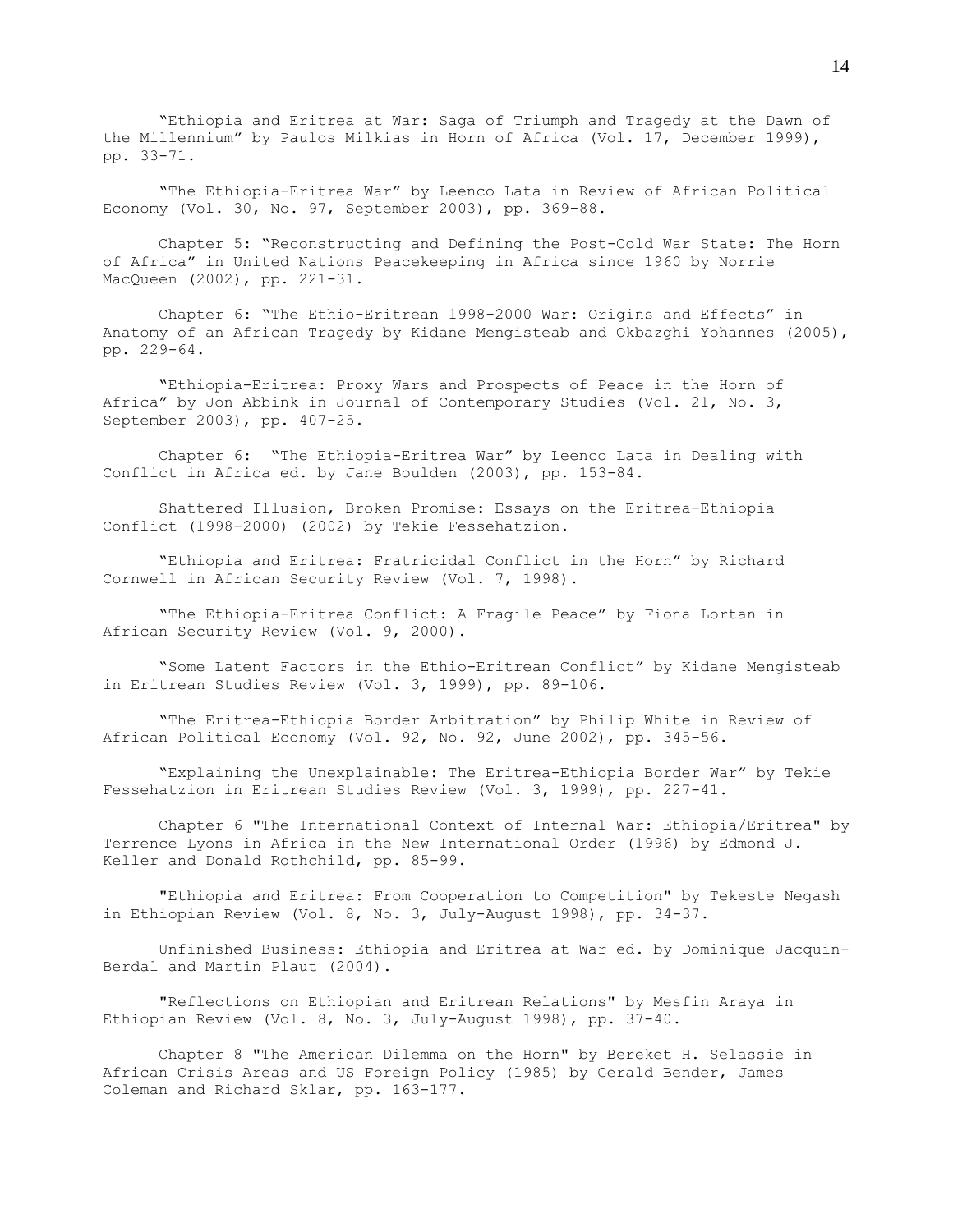"Ethiopia and Eritrea at War: Saga of Triumph and Tragedy at the Dawn of the Millennium" by Paulos Milkias in Horn of Africa (Vol. 17, December 1999), pp. 33-71.

"The Ethiopia-Eritrea War" by Leenco Lata in Review of African Political Economy (Vol. 30, No. 97, September 2003), pp. 369-88.

Chapter 5: "Reconstructing and Defining the Post-Cold War State: The Horn of Africa" in United Nations Peacekeeping in Africa since 1960 by Norrie MacQueen (2002), pp. 221-31.

Chapter 6: "The Ethio-Eritrean 1998-2000 War: Origins and Effects" in Anatomy of an African Tragedy by Kidane Mengisteab and Okbazghi Yohannes (2005), pp. 229-64.

"Ethiopia-Eritrea: Proxy Wars and Prospects of Peace in the Horn of Africa" by Jon Abbink in Journal of Contemporary Studies (Vol. 21, No. 3, September 2003), pp. 407-25.

Chapter 6: "The Ethiopia-Eritrea War" by Leenco Lata in Dealing with Conflict in Africa ed. by Jane Boulden (2003), pp. 153-84.

Shattered Illusion, Broken Promise: Essays on the Eritrea-Ethiopia Conflict (1998-2000) (2002) by Tekie Fessehatzion.

"Ethiopia and Eritrea: Fratricidal Conflict in the Horn" by Richard Cornwell in African Security Review (Vol. 7, 1998).

"The Ethiopia-Eritrea Conflict: A Fragile Peace" by Fiona Lortan in African Security Review (Vol. 9, 2000).

"Some Latent Factors in the Ethio-Eritrean Conflict" by Kidane Mengisteab in Eritrean Studies Review (Vol. 3, 1999), pp. 89-106.

"The Eritrea-Ethiopia Border Arbitration" by Philip White in Review of African Political Economy (Vol. 92, No. 92, June 2002), pp. 345-56.

"Explaining the Unexplainable: The Eritrea-Ethiopia Border War" by Tekie Fessehatzion in Eritrean Studies Review (Vol. 3, 1999), pp. 227-41.

Chapter 6 "The International Context of Internal War: Ethiopia/Eritrea" by Terrence Lyons in Africa in the New International Order (1996) by Edmond J. Keller and Donald Rothchild, pp. 85-99.

"Ethiopia and Eritrea: From Cooperation to Competition" by Tekeste Negash in Ethiopian Review (Vol. 8, No. 3, July-August 1998), pp. 34-37.

Unfinished Business: Ethiopia and Eritrea at War ed. by Dominique Jacquin-Berdal and Martin Plaut (2004).

"Reflections on Ethiopian and Eritrean Relations" by Mesfin Araya in Ethiopian Review (Vol. 8, No. 3, July-August 1998), pp. 37-40.

Chapter 8 "The American Dilemma on the Horn" by Bereket H. Selassie in African Crisis Areas and US Foreign Policy (1985) by Gerald Bender, James Coleman and Richard Sklar, pp. 163-177.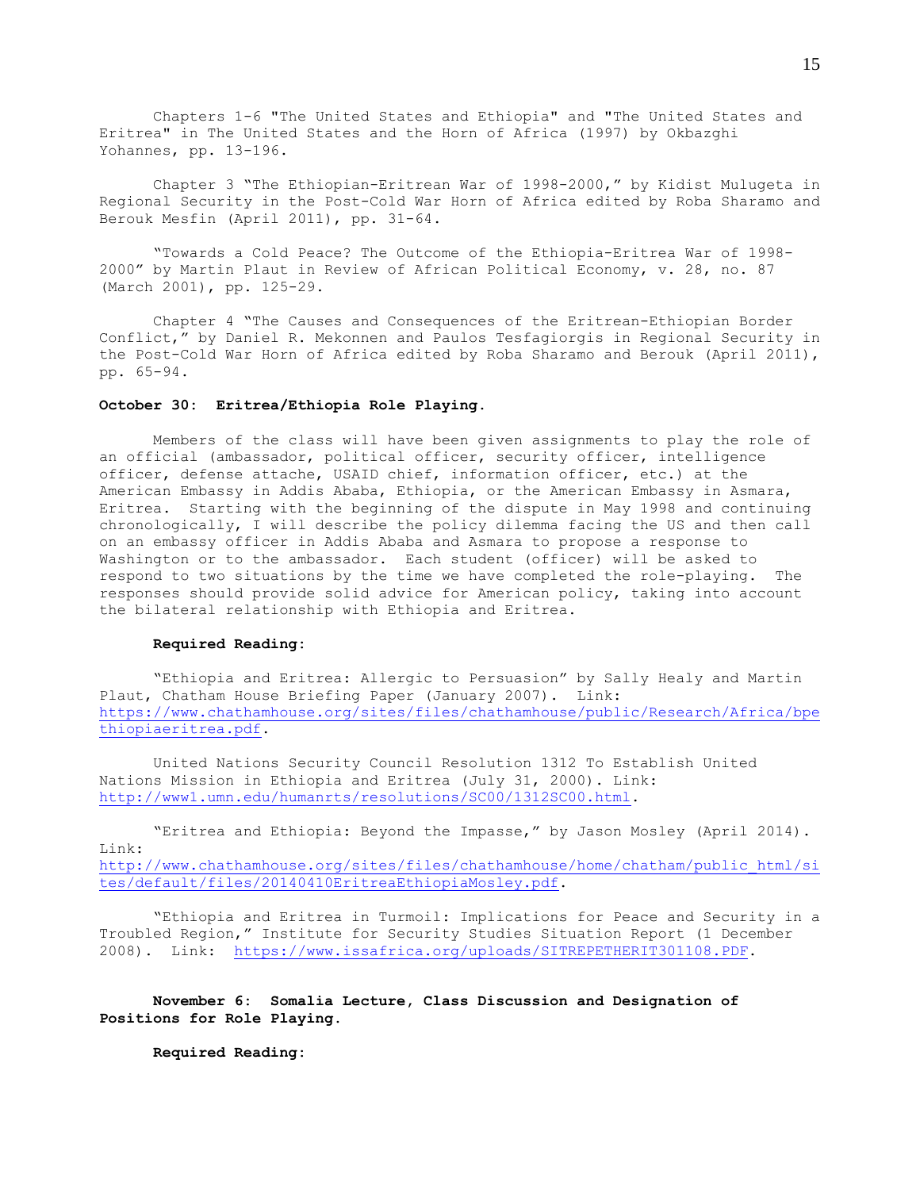Chapters 1-6 "The United States and Ethiopia" and "The United States and Eritrea" in The United States and the Horn of Africa (1997) by Okbazghi Yohannes, pp. 13-196.

Chapter 3 "The Ethiopian-Eritrean War of 1998-2000," by Kidist Mulugeta in Regional Security in the Post-Cold War Horn of Africa edited by Roba Sharamo and Berouk Mesfin (April 2011), pp. 31-64.

"Towards a Cold Peace? The Outcome of the Ethiopia-Eritrea War of 1998-2000" by Martin Plaut in Review of African Political Economy, v. 28, no. 87 (March 2001), pp. 125-29.

Chapter 4 "The Causes and Consequences of the Eritrean-Ethiopian Border Conflict," by Daniel R. Mekonnen and Paulos Tesfagiorgis in Regional Security in the Post-Cold War Horn of Africa edited by Roba Sharamo and Berouk (April 2011), pp. 65-94.

**October 30: Eritrea/Ethiopia Role Playing.**

Members of the class will have been given assignments to play the role of an official (ambassador, political officer, security officer, intelligence officer, defense attache, USAID chief, information officer, etc.) at the American Embassy in Addis Ababa, Ethiopia, or the American Embassy in Asmara, Eritrea. Starting with the beginning of the dispute in May 1998 and continuing chronologically, I will describe the policy dilemma facing the US and then call on an embassy officer in Addis Ababa and Asmara to propose a response to Washington or to the ambassador. Each student (officer) will be asked to respond to two situations by the time we have completed the role-playing. The responses should provide solid advice for American policy, taking into account the bilateral relationship with Ethiopia and Eritrea.

**Required Reading:**

"Ethiopia and Eritrea: Allergic to Persuasion" by Sally Healy and Martin Plaut, Chatham House Briefing Paper (January 2007). Link: https://www.chathamhouse.org/sites/files/chathamhouse/public/Research/Africa/bpethiopiaeritrea.pdf.

United Nations Security Council Resolution 1312 To Establish United Nations Mission in Ethiopia and Eritrea (July 31, 2000). Link: http://www1.umn.edu/humanrts/resolutions/SC00/1312SC00.html.

"Eritrea and Ethiopia: Beyond the Impasse," by Jason Mosley (April 2014). Link: http://www.chathamhouse.org/sites/files/chathamhouse/home/chatham/public_html/sites/default/files/20140410EritreaEthiopiaMosley.pdf.

"Ethiopia and Eritrea in Turmoil: Implications for Peace and Security in a Troubled Region," Institute for Security Studies Situation Report (1 December 2008). Link: https://www.issafrica.org/uploads/SITREPETHERIT301108.PDF.

**November 6: Somalia Lecture, Class Discussion and Designation of Positions for Role Playing.**

**Required Reading:**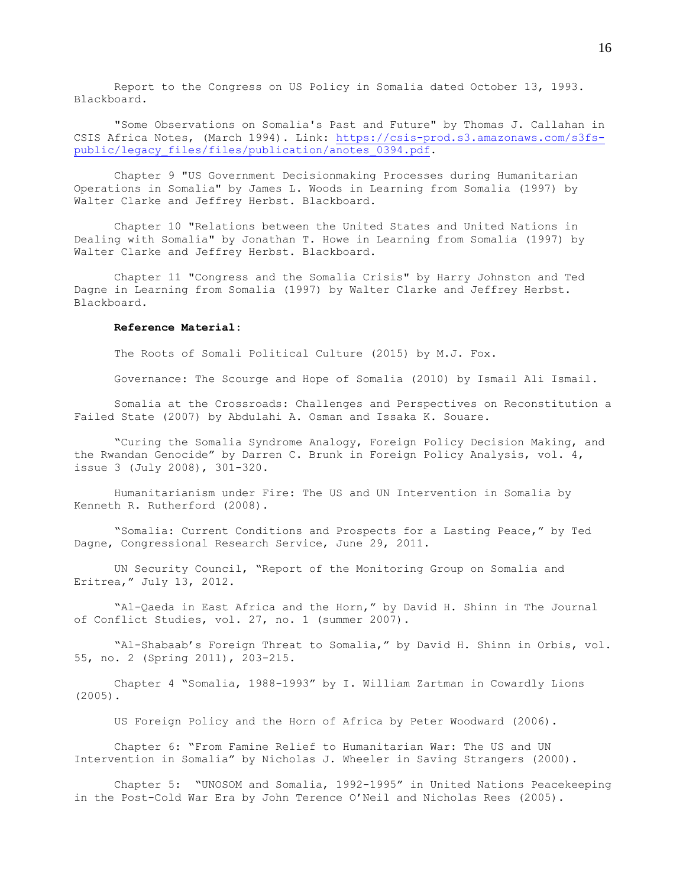Report to the Congress on US Policy in Somalia dated October 13, 1993. Blackboard.

"Some Observations on Somalia's Past and Future" by Thomas J. Callahan in CSIS Africa Notes, (March 1994). Link: https://csis-prod.s3.amazonaws.com/s3fs-public/legacy_files/files/publication/anotes_0394.pdf.

Chapter 9 "US Government Decisionmaking Processes during Humanitarian Operations in Somalia" by James L. Woods in Learning from Somalia (1997) by Walter Clarke and Jeffrey Herbst. Blackboard.

Chapter 10 "Relations between the United States and United Nations in Dealing with Somalia" by Jonathan T. Howe in Learning from Somalia (1997) by Walter Clarke and Jeffrey Herbst. Blackboard.

Chapter 11 "Congress and the Somalia Crisis" by Harry Johnston and Ted Dagne in Learning from Somalia (1997) by Walter Clarke and Jeffrey Herbst. Blackboard.

**Reference Material**:

The Roots of Somali Political Culture (2015) by M.J. Fox.

Governance: The Scourge and Hope of Somalia (2010) by Ismail Ali Ismail.

Somalia at the Crossroads: Challenges and Perspectives on Reconstitution a Failed State (2007) by Abdulahi A. Osman and Issaka K. Souare.

"Curing the Somalia Syndrome Analogy, Foreign Policy Decision Making, and the Rwandan Genocide" by Darren C. Brunk in Foreign Policy Analysis, vol. 4, issue 3 (July 2008), 301-320.

Humanitarianism under Fire: The US and UN Intervention in Somalia by Kenneth R. Rutherford (2008).

"Somalia: Current Conditions and Prospects for a Lasting Peace," by Ted Dagne, Congressional Research Service, June 29, 2011.

UN Security Council, "Report of the Monitoring Group on Somalia and Eritrea," July 13, 2012.

"Al-Qaeda in East Africa and the Horn," by David H. Shinn in The Journal of Conflict Studies, vol. 27, no. 1 (summer 2007).

"Al-Shabaab's Foreign Threat to Somalia," by David H. Shinn in Orbis, vol. 55, no. 2 (Spring 2011), 203-215.

Chapter 4 "Somalia, 1988-1993" by I. William Zartman in Cowardly Lions (2005).

US Foreign Policy and the Horn of Africa by Peter Woodward (2006).

Chapter 6: "From Famine Relief to Humanitarian War: The US and UN Intervention in Somalia" by Nicholas J. Wheeler in Saving Strangers (2000).

Chapter 5: "UNOSOM and Somalia, 1992-1995" in United Nations Peacekeeping in the Post-Cold War Era by John Terence O'Neil and Nicholas Rees (2005).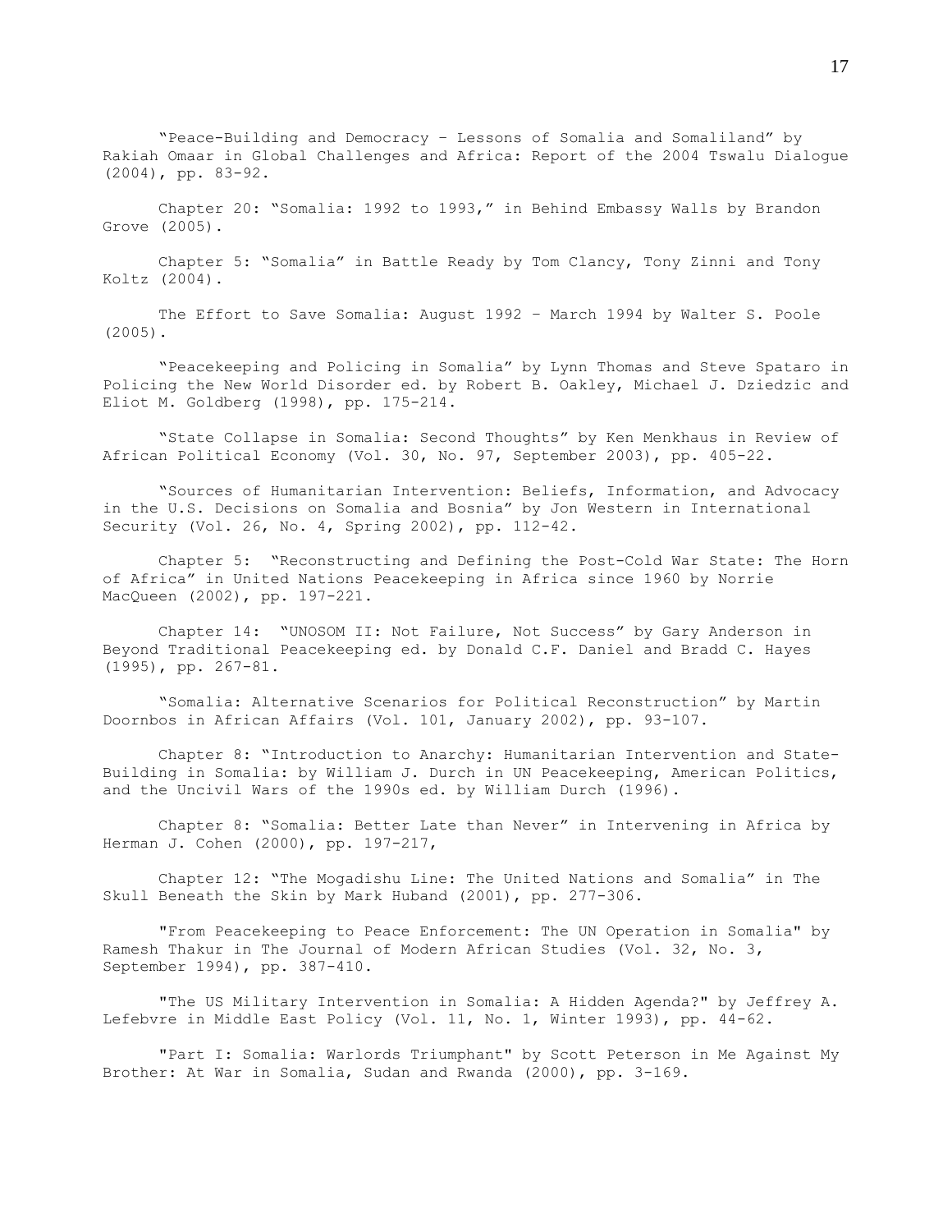"Peace-Building and Democracy – Lessons of Somalia and Somaliland" by Rakiah Omaar in Global Challenges and Africa: Report of the 2004 Tswalu Dialogue (2004), pp. 83-92.

Chapter 20: "Somalia: 1992 to 1993," in Behind Embassy Walls by Brandon Grove (2005).

Chapter 5: "Somalia" in Battle Ready by Tom Clancy, Tony Zinni and Tony Koltz (2004).

The Effort to Save Somalia: August 1992 – March 1994 by Walter S. Poole (2005).

"Peacekeeping and Policing in Somalia" by Lynn Thomas and Steve Spataro in Policing the New World Disorder ed. by Robert B. Oakley, Michael J. Dziedzic and Eliot M. Goldberg (1998), pp. 175-214.

"State Collapse in Somalia: Second Thoughts" by Ken Menkhaus in Review of African Political Economy (Vol. 30, No. 97, September 2003), pp. 405-22.

"Sources of Humanitarian Intervention: Beliefs, Information, and Advocacy in the U.S. Decisions on Somalia and Bosnia" by Jon Western in International Security (Vol. 26, No. 4, Spring 2002), pp. 112-42.

Chapter 5: "Reconstructing and Defining the Post-Cold War State: The Horn of Africa" in United Nations Peacekeeping in Africa since 1960 by Norrie MacQueen (2002), pp. 197-221.

Chapter 14: "UNOSOM II: Not Failure, Not Success" by Gary Anderson in Beyond Traditional Peacekeeping ed. by Donald C.F. Daniel and Bradd C. Hayes (1995), pp. 267-81.

"Somalia: Alternative Scenarios for Political Reconstruction" by Martin Doornbos in African Affairs (Vol. 101, January 2002), pp. 93-107.

Chapter 8: "Introduction to Anarchy: Humanitarian Intervention and State-Building in Somalia: by William J. Durch in UN Peacekeeping, American Politics, and the Uncivil Wars of the 1990s ed. by William Durch (1996).

Chapter 8: "Somalia: Better Late than Never" in Intervening in Africa by Herman J. Cohen (2000), pp. 197-217,

Chapter 12: "The Mogadishu Line: The United Nations and Somalia" in The Skull Beneath the Skin by Mark Huband (2001), pp. 277-306.

"From Peacekeeping to Peace Enforcement: The UN Operation in Somalia" by Ramesh Thakur in The Journal of Modern African Studies (Vol. 32, No. 3, September 1994), pp. 387-410.

"The US Military Intervention in Somalia: A Hidden Agenda?" by Jeffrey A. Lefebvre in Middle East Policy (Vol. 11, No. 1, Winter 1993), pp. 44-62.

"Part I: Somalia: Warlords Triumphant" by Scott Peterson in Me Against My Brother: At War in Somalia, Sudan and Rwanda (2000), pp. 3-169.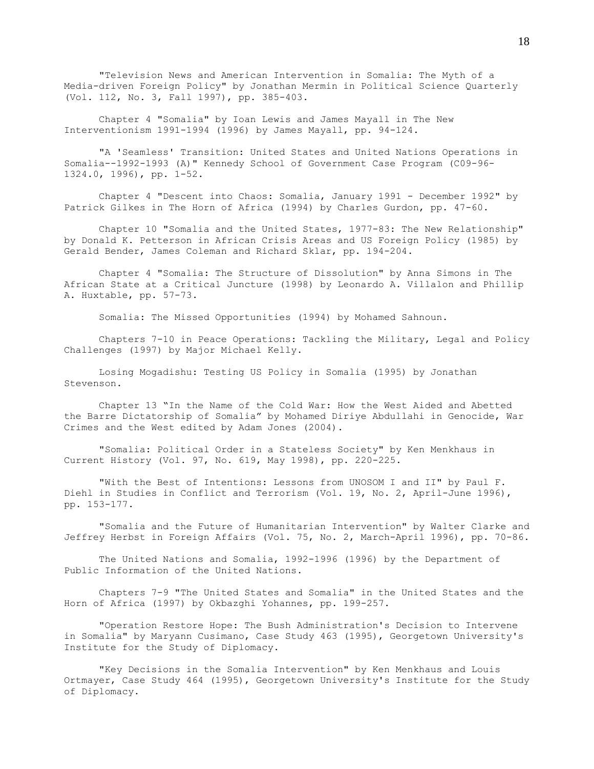"Television News and American Intervention in Somalia: The Myth of a Media-driven Foreign Policy" by Jonathan Mermin in Political Science Quarterly (Vol. 112, No. 3, Fall 1997), pp. 385-403.

Chapter 4 "Somalia" by Ioan Lewis and James Mayall in The New Interventionism 1991-1994 (1996) by James Mayall, pp. 94-124.

"A 'Seamless' Transition: United States and United Nations Operations in Somalia--1992-1993 (A)" Kennedy School of Government Case Program (C09-96-1324.0, 1996), pp. 1-52.

Chapter 4 "Descent into Chaos: Somalia, January 1991 - December 1992" by Patrick Gilkes in The Horn of Africa (1994) by Charles Gurdon, pp. 47-60.

Chapter 10 "Somalia and the United States, 1977-83: The New Relationship" by Donald K. Petterson in African Crisis Areas and US Foreign Policy (1985) by Gerald Bender, James Coleman and Richard Sklar, pp. 194-204.

Chapter 4 "Somalia: The Structure of Dissolution" by Anna Simons in The African State at a Critical Juncture (1998) by Leonardo A. Villalon and Phillip A. Huxtable, pp. 57-73.

Somalia: The Missed Opportunities (1994) by Mohamed Sahnoun.

Chapters 7-10 in Peace Operations: Tackling the Military, Legal and Policy Challenges (1997) by Major Michael Kelly.

Losing Mogadishu: Testing US Policy in Somalia (1995) by Jonathan Stevenson.

Chapter 13 "In the Name of the Cold War: How the West Aided and Abetted the Barre Dictatorship of Somalia" by Mohamed Diriye Abdullahi in Genocide, War Crimes and the West edited by Adam Jones (2004).

"Somalia: Political Order in a Stateless Society" by Ken Menkhaus in Current History (Vol. 97, No. 619, May 1998), pp. 220-225.

"With the Best of Intentions: Lessons from UNOSOM I and II" by Paul F. Diehl in Studies in Conflict and Terrorism (Vol. 19, No. 2, April-June 1996), pp. 153-177.

"Somalia and the Future of Humanitarian Intervention" by Walter Clarke and Jeffrey Herbst in Foreign Affairs (Vol. 75, No. 2, March-April 1996), pp. 70-86.

The United Nations and Somalia, 1992-1996 (1996) by the Department of Public Information of the United Nations.

Chapters 7-9 "The United States and Somalia" in the United States and the Horn of Africa (1997) by Okbazghi Yohannes, pp. 199-257.

"Operation Restore Hope: The Bush Administration's Decision to Intervene in Somalia" by Maryann Cusimano, Case Study 463 (1995), Georgetown University's Institute for the Study of Diplomacy.

"Key Decisions in the Somalia Intervention" by Ken Menkhaus and Louis Ortmayer, Case Study 464 (1995), Georgetown University's Institute for the Study of Diplomacy.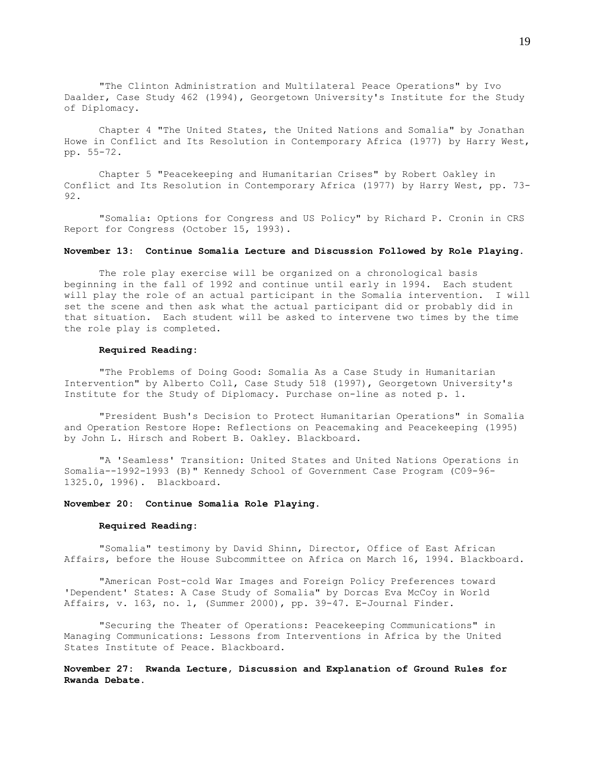"The Clinton Administration and Multilateral Peace Operations" by Ivo Daalder, Case Study 462 (1994), Georgetown University's Institute for the Study of Diplomacy.

Chapter 4 "The United States, the United Nations and Somalia" by Jonathan Howe in Conflict and Its Resolution in Contemporary Africa (1977) by Harry West, pp. 55-72.

Chapter 5 "Peacekeeping and Humanitarian Crises" by Robert Oakley in Conflict and Its Resolution in Contemporary Africa (1977) by Harry West, pp. 73-92.

"Somalia: Options for Congress and US Policy" by Richard P. Cronin in CRS Report for Congress (October 15, 1993).

**November 13: Continue Somalia Lecture and Discussion Followed by Role Playing.**

The role play exercise will be organized on a chronological basis beginning in the fall of 1992 and continue until early in 1994. Each student will play the role of an actual participant in the Somalia intervention. I will set the scene and then ask what the actual participant did or probably did in that situation. Each student will be asked to intervene two times by the time the role play is completed.

**Required Reading:**

"The Problems of Doing Good: Somalia As a Case Study in Humanitarian Intervention" by Alberto Coll, Case Study 518 (1997), Georgetown University's Institute for the Study of Diplomacy. Purchase on-line as noted p. 1.

"President Bush's Decision to Protect Humanitarian Operations" in Somalia and Operation Restore Hope: Reflections on Peacemaking and Peacekeeping (1995) by John L. Hirsch and Robert B. Oakley. Blackboard.

"A 'Seamless' Transition: United States and United Nations Operations in Somalia--1992-1993 (B)" Kennedy School of Government Case Program (C09-96-1325.0, 1996). Blackboard.

**November 20: Continue Somalia Role Playing.**

**Required Reading:**

"Somalia" testimony by David Shinn, Director, Office of East African Affairs, before the House Subcommittee on Africa on March 16, 1994. Blackboard.

"American Post-cold War Images and Foreign Policy Preferences toward 'Dependent' States: A Case Study of Somalia" by Dorcas Eva McCoy in World Affairs, v. 163, no. 1, (Summer 2000), pp. 39-47. E-Journal Finder.

"Securing the Theater of Operations: Peacekeeping Communications" in Managing Communications: Lessons from Interventions in Africa by the United States Institute of Peace. Blackboard.

**November 27: Rwanda Lecture, Discussion and Explanation of Ground Rules for Rwanda Debate.**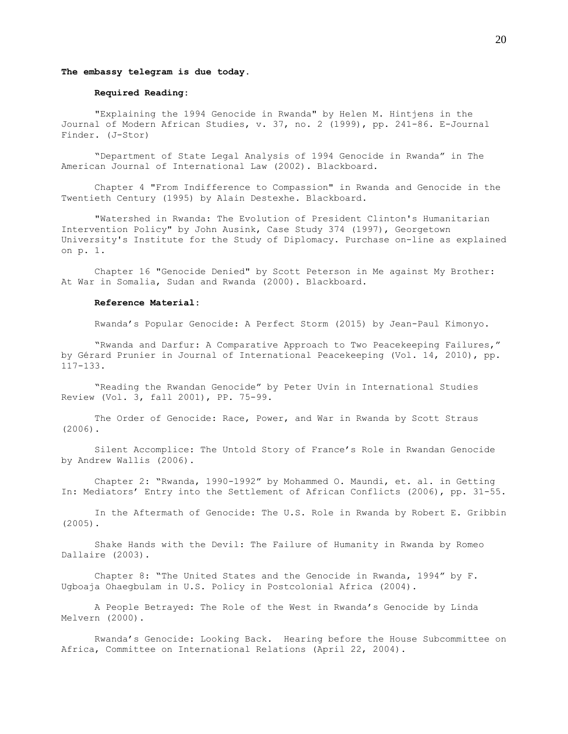**The embassy telegram is due today.**

**Required Reading:**

"Explaining the 1994 Genocide in Rwanda" by Helen M. Hintjens in the Journal of Modern African Studies, v. 37, no. 2 (1999), pp. 241-86. E-Journal Finder. (J-Stor)

"Department of State Legal Analysis of 1994 Genocide in Rwanda" in The American Journal of International Law (2002). Blackboard.

Chapter 4 "From Indifference to Compassion" in Rwanda and Genocide in the Twentieth Century (1995) by Alain Destexhe. Blackboard.

"Watershed in Rwanda: The Evolution of President Clinton's Humanitarian Intervention Policy" by John Ausink, Case Study 374 (1997), Georgetown University's Institute for the Study of Diplomacy. Purchase on-line as explained on p. 1.

Chapter 16 "Genocide Denied" by Scott Peterson in Me against My Brother: At War in Somalia, Sudan and Rwanda (2000). Blackboard.

**Reference Material:**

Rwanda's Popular Genocide: A Perfect Storm (2015) by Jean-Paul Kimonyo.

"Rwanda and Darfur: A Comparative Approach to Two Peacekeeping Failures," by Gérard Prunier in Journal of International Peacekeeping (Vol. 14, 2010), pp. 117-133.

"Reading the Rwandan Genocide" by Peter Uvin in International Studies Review (Vol. 3, fall 2001), PP. 75-99.

The Order of Genocide: Race, Power, and War in Rwanda by Scott Straus (2006).

Silent Accomplice: The Untold Story of France's Role in Rwandan Genocide by Andrew Wallis (2006).

Chapter 2: "Rwanda, 1990-1992" by Mohammed O. Maundi, et. al. in Getting In: Mediators' Entry into the Settlement of African Conflicts (2006), pp. 31-55.

In the Aftermath of Genocide: The U.S. Role in Rwanda by Robert E. Gribbin (2005).

Shake Hands with the Devil: The Failure of Humanity in Rwanda by Romeo Dallaire (2003).

Chapter 8: "The United States and the Genocide in Rwanda, 1994" by F. Ugboaja Ohaegbulam in U.S. Policy in Postcolonial Africa (2004).

A People Betrayed: The Role of the West in Rwanda's Genocide by Linda Melvern (2000).

Rwanda's Genocide: Looking Back. Hearing before the House Subcommittee on Africa, Committee on International Relations (April 22, 2004).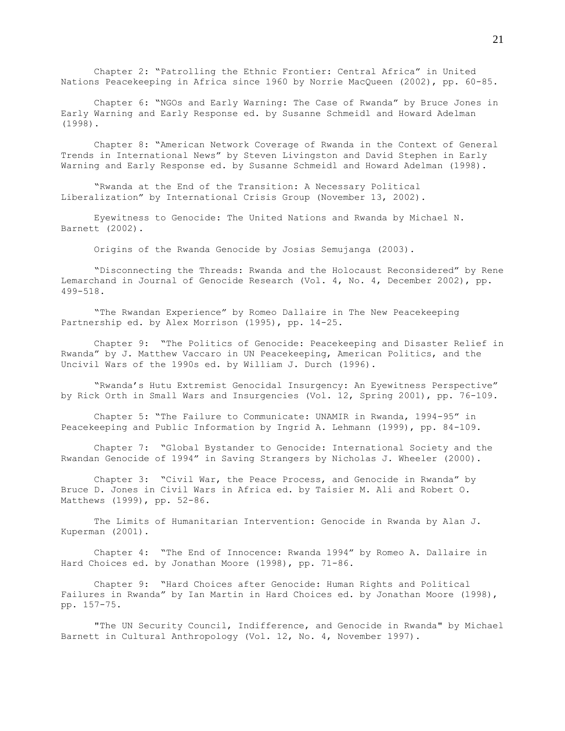Chapter 2: “Patrolling the Ethnic Frontier: Central Africa” in United Nations Peacekeeping in Africa since 1960 by Norrie MacQueen (2002), pp. 60-85.

Chapter 6: “NGOs and Early Warning: The Case of Rwanda” by Bruce Jones in Early Warning and Early Response ed. by Susanne Schmeidl and Howard Adelman (1998).

Chapter 8: “American Network Coverage of Rwanda in the Context of General Trends in International News” by Steven Livingston and David Stephen in Early Warning and Early Response ed. by Susanne Schmeidl and Howard Adelman (1998).

“Rwanda at the End of the Transition: A Necessary Political Liberalization” by International Crisis Group (November 13, 2002).

Eyewitness to Genocide: The United Nations and Rwanda by Michael N. Barnett (2002).

Origins of the Rwanda Genocide by Josias Semujanga (2003).

“Disconnecting the Threads: Rwanda and the Holocaust Reconsidered” by Rene Lemarchand in Journal of Genocide Research (Vol. 4, No. 4, December 2002), pp. 499-518.

“The Rwandan Experience” by Romeo Dallaire in The New Peacekeeping Partnership ed. by Alex Morrison (1995), pp. 14-25.

Chapter 9: “The Politics of Genocide: Peacekeeping and Disaster Relief in Rwanda” by J. Matthew Vaccaro in UN Peacekeeping, American Politics, and the Uncivil Wars of the 1990s ed. by William J. Durch (1996).

“Rwanda’s Hutu Extremist Genocidal Insurgency: An Eyewitness Perspective” by Rick Orth in Small Wars and Insurgencies (Vol. 12, Spring 2001), pp. 76-109.

Chapter 5: “The Failure to Communicate: UNAMIR in Rwanda, 1994-95” in Peacekeeping and Public Information by Ingrid A. Lehmann (1999), pp. 84-109.

Chapter 7: “Global Bystander to Genocide: International Society and the Rwandan Genocide of 1994” in Saving Strangers by Nicholas J. Wheeler (2000).

Chapter 3: “Civil War, the Peace Process, and Genocide in Rwanda” by Bruce D. Jones in Civil Wars in Africa ed. by Taisier M. Ali and Robert O. Matthews (1999), pp. 52-86.

The Limits of Humanitarian Intervention: Genocide in Rwanda by Alan J. Kuperman (2001).

Chapter 4: “The End of Innocence: Rwanda 1994” by Romeo A. Dallaire in Hard Choices ed. by Jonathan Moore (1998), pp. 71-86.

Chapter 9: “Hard Choices after Genocide: Human Rights and Political Failures in Rwanda” by Ian Martin in Hard Choices ed. by Jonathan Moore (1998), pp. 157-75.

"The UN Security Council, Indifference, and Genocide in Rwanda" by Michael Barnett in Cultural Anthropology (Vol. 12, No. 4, November 1997).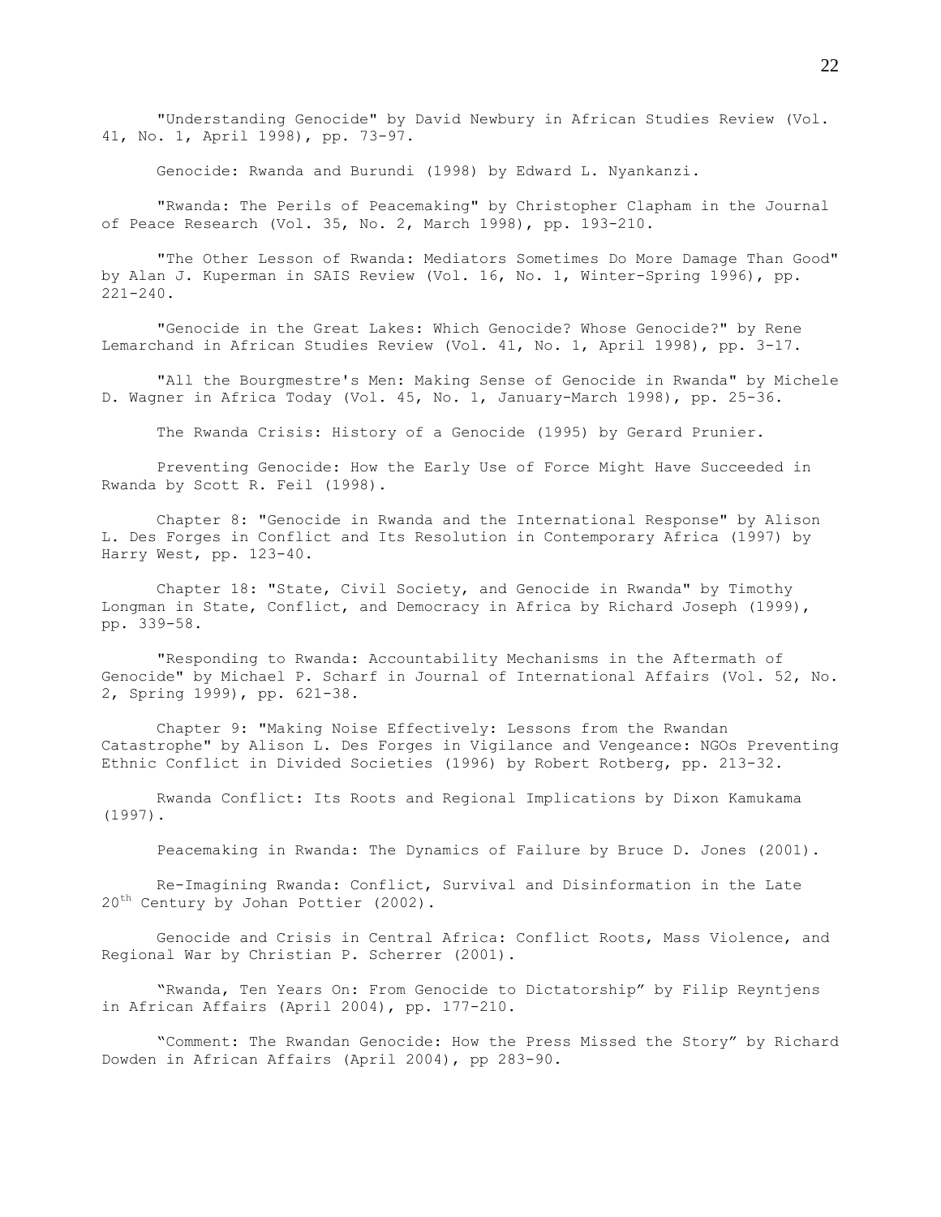"Understanding Genocide" by David Newbury in African Studies Review (Vol. 41, No. 1, April 1998), pp. 73-97.

Genocide: Rwanda and Burundi (1998) by Edward L. Nyankanzi.

"Rwanda: The Perils of Peacemaking" by Christopher Clapham in the Journal of Peace Research (Vol. 35, No. 2, March 1998), pp. 193-210.

"The Other Lesson of Rwanda: Mediators Sometimes Do More Damage Than Good" by Alan J. Kuperman in SAIS Review (Vol. 16, No. 1, Winter-Spring 1996), pp. 221-240.

"Genocide in the Great Lakes: Which Genocide? Whose Genocide?" by Rene Lemarchand in African Studies Review (Vol. 41, No. 1, April 1998), pp. 3-17.

"All the Bourgmestre's Men: Making Sense of Genocide in Rwanda" by Michele D. Wagner in Africa Today (Vol. 45, No. 1, January-March 1998), pp. 25-36.

The Rwanda Crisis: History of a Genocide (1995) by Gerard Prunier.

Preventing Genocide: How the Early Use of Force Might Have Succeeded in Rwanda by Scott R. Feil (1998).

Chapter 8: "Genocide in Rwanda and the International Response" by Alison L. Des Forges in Conflict and Its Resolution in Contemporary Africa (1997) by Harry West, pp. 123-40.

Chapter 18: "State, Civil Society, and Genocide in Rwanda" by Timothy Longman in State, Conflict, and Democracy in Africa by Richard Joseph (1999), pp. 339-58.

"Responding to Rwanda: Accountability Mechanisms in the Aftermath of Genocide" by Michael P. Scharf in Journal of International Affairs (Vol. 52, No. 2, Spring 1999), pp. 621-38.

Chapter 9: "Making Noise Effectively: Lessons from the Rwandan Catastrophe" by Alison L. Des Forges in Vigilance and Vengeance: NGOs Preventing Ethnic Conflict in Divided Societies (1996) by Robert Rotberg, pp. 213-32.

Rwanda Conflict: Its Roots and Regional Implications by Dixon Kamukama (1997).

Peacemaking in Rwanda: The Dynamics of Failure by Bruce D. Jones (2001).

Re-Imagining Rwanda: Conflict, Survival and Disinformation in the Late 20th Century by Johan Pottier (2002).

Genocide and Crisis in Central Africa: Conflict Roots, Mass Violence, and Regional War by Christian P. Scherrer (2001).

"Rwanda, Ten Years On: From Genocide to Dictatorship" by Filip Reyntjens in African Affairs (April 2004), pp. 177-210.

"Comment: The Rwandan Genocide: How the Press Missed the Story" by Richard Dowden in African Affairs (April 2004), pp 283-90.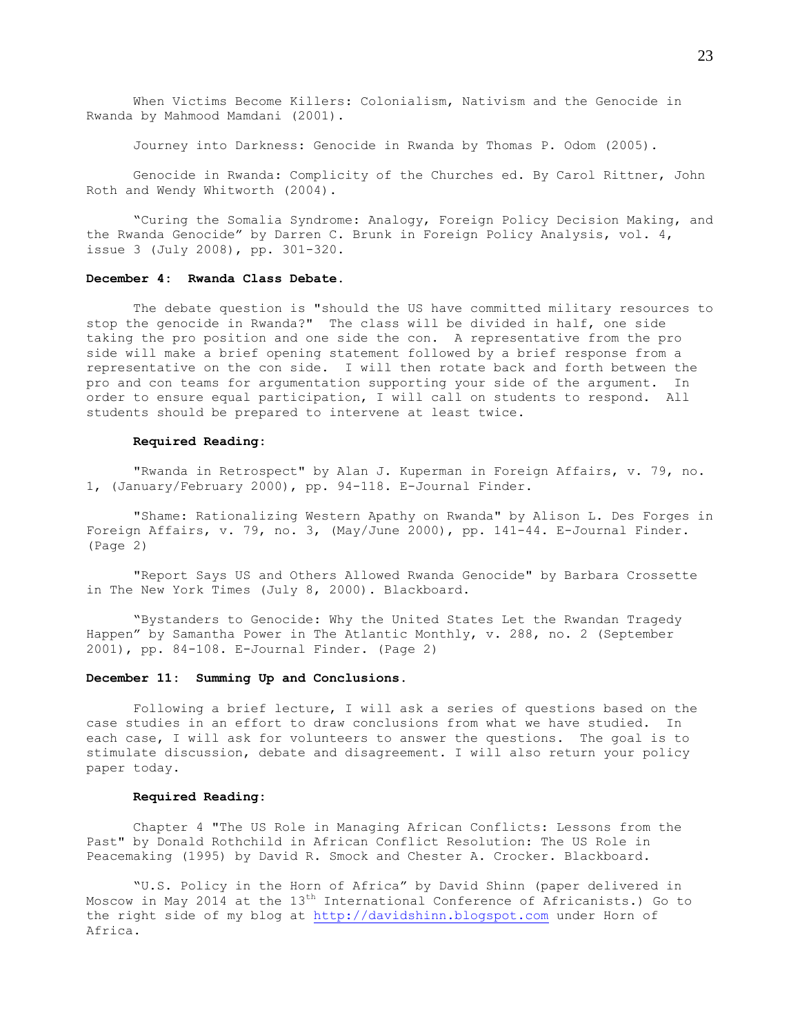When Victims Become Killers: Colonialism, Nativism and the Genocide in Rwanda by Mahmood Mamdani (2001).

Journey into Darkness: Genocide in Rwanda by Thomas P. Odom (2005).

Genocide in Rwanda: Complicity of the Churches ed. By Carol Rittner, John Roth and Wendy Whitworth (2004).

"Curing the Somalia Syndrome: Analogy, Foreign Policy Decision Making, and the Rwanda Genocide" by Darren C. Brunk in Foreign Policy Analysis, vol. 4, issue 3 (July 2008), pp. 301-320.

**December 4: Rwanda Class Debate.**

The debate question is "should the US have committed military resources to stop the genocide in Rwanda?" The class will be divided in half, one side taking the pro position and one side the con. A representative from the pro side will make a brief opening statement followed by a brief response from a representative on the con side. I will then rotate back and forth between the pro and con teams for argumentation supporting your side of the argument. In order to ensure equal participation, I will call on students to respond. All students should be prepared to intervene at least twice.

**Required Reading:**

"Rwanda in Retrospect" by Alan J. Kuperman in Foreign Affairs, v. 79, no. 1, (January/February 2000), pp. 94-118. E-Journal Finder.

"Shame: Rationalizing Western Apathy on Rwanda" by Alison L. Des Forges in Foreign Affairs, v. 79, no. 3, (May/June 2000), pp. 141-44. E-Journal Finder. (Page 2)

"Report Says US and Others Allowed Rwanda Genocide" by Barbara Crossette in The New York Times (July 8, 2000). Blackboard.

"Bystanders to Genocide: Why the United States Let the Rwandan Tragedy Happen" by Samantha Power in The Atlantic Monthly, v. 288, no. 2 (September 2001), pp. 84-108. E-Journal Finder. (Page 2)

**December 11: Summing Up and Conclusions.**

Following a brief lecture, I will ask a series of questions based on the case studies in an effort to draw conclusions from what we have studied. In each case, I will ask for volunteers to answer the questions. The goal is to stimulate discussion, debate and disagreement. I will also return your policy paper today.

**Required Reading:**

Chapter 4 "The US Role in Managing African Conflicts: Lessons from the Past" by Donald Rothchild in African Conflict Resolution: The US Role in Peacemaking (1995) by David R. Smock and Chester A. Crocker. Blackboard.

"U.S. Policy in the Horn of Africa" by David Shinn (paper delivered in Moscow in May 2014 at the 13th International Conference of Africanists.) Go to the right side of my blog at http://davidshinn.blogspot.com under Horn of Africa.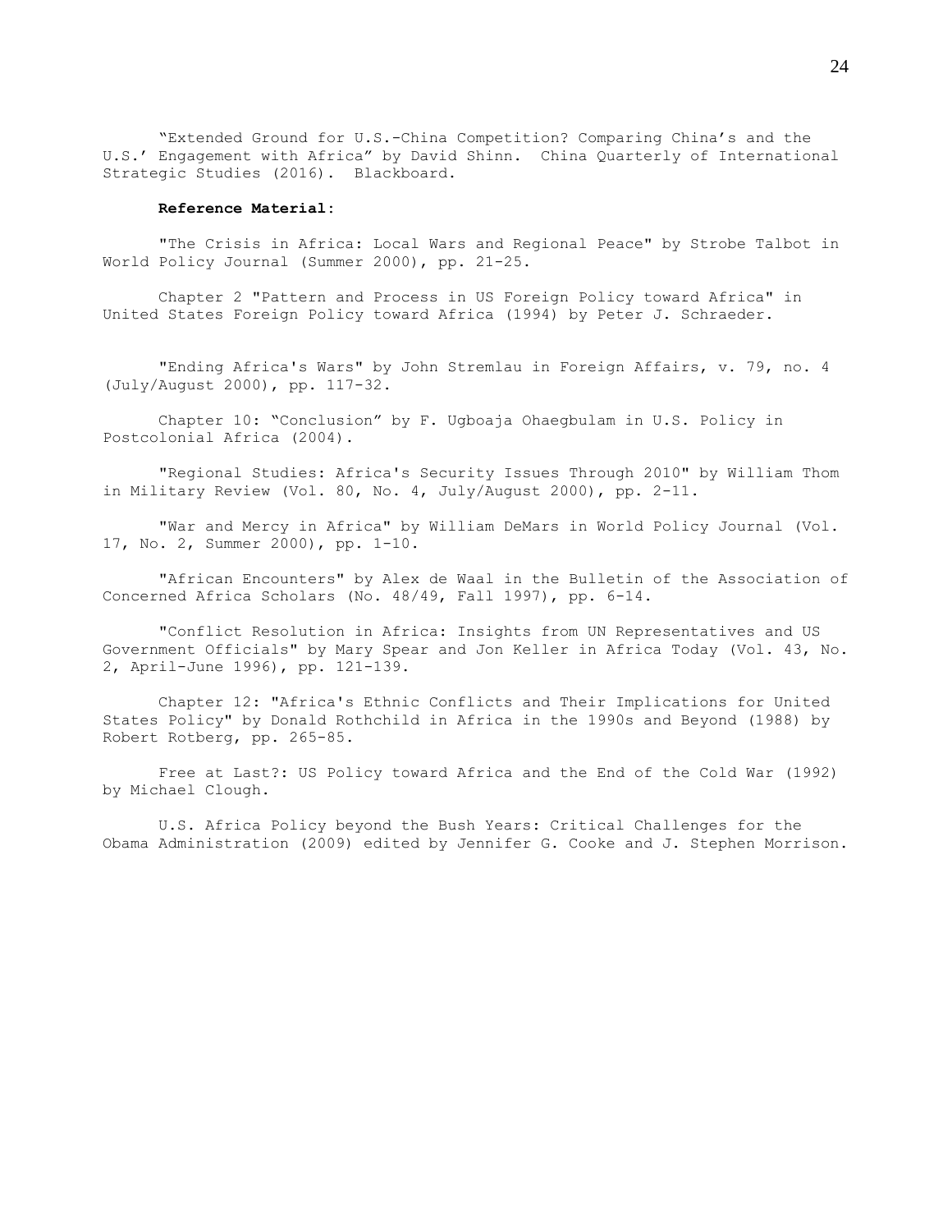"Extended Ground for U.S.-China Competition? Comparing China's and the U.S.' Engagement with Africa" by David Shinn. China Quarterly of International Strategic Studies (2016). Blackboard.

**Reference Material**:

"The Crisis in Africa: Local Wars and Regional Peace" by Strobe Talbot in World Policy Journal (Summer 2000), pp. 21-25.

Chapter 2 "Pattern and Process in US Foreign Policy toward Africa" in United States Foreign Policy toward Africa (1994) by Peter J. Schraeder.

"Ending Africa's Wars" by John Stremlau in Foreign Affairs, v. 79, no. 4 (July/August 2000), pp. 117-32.

Chapter 10: "Conclusion" by F. Ugboaja Ohaegbulam in U.S. Policy in Postcolonial Africa (2004).

"Regional Studies: Africa's Security Issues Through 2010" by William Thom in Military Review (Vol. 80, No. 4, July/August 2000), pp. 2-11.

"War and Mercy in Africa" by William DeMars in World Policy Journal (Vol. 17, No. 2, Summer 2000), pp. 1-10.

"African Encounters" by Alex de Waal in the Bulletin of the Association of Concerned Africa Scholars (No. 48/49, Fall 1997), pp. 6-14.

"Conflict Resolution in Africa: Insights from UN Representatives and US Government Officials" by Mary Spear and Jon Keller in Africa Today (Vol. 43, No. 2, April-June 1996), pp. 121-139.

Chapter 12: "Africa's Ethnic Conflicts and Their Implications for United States Policy" by Donald Rothchild in Africa in the 1990s and Beyond (1988) by Robert Rotberg, pp. 265-85.

Free at Last?: US Policy toward Africa and the End of the Cold War (1992) by Michael Clough.

U.S. Africa Policy beyond the Bush Years: Critical Challenges for the Obama Administration (2009) edited by Jennifer G. Cooke and J. Stephen Morrison.